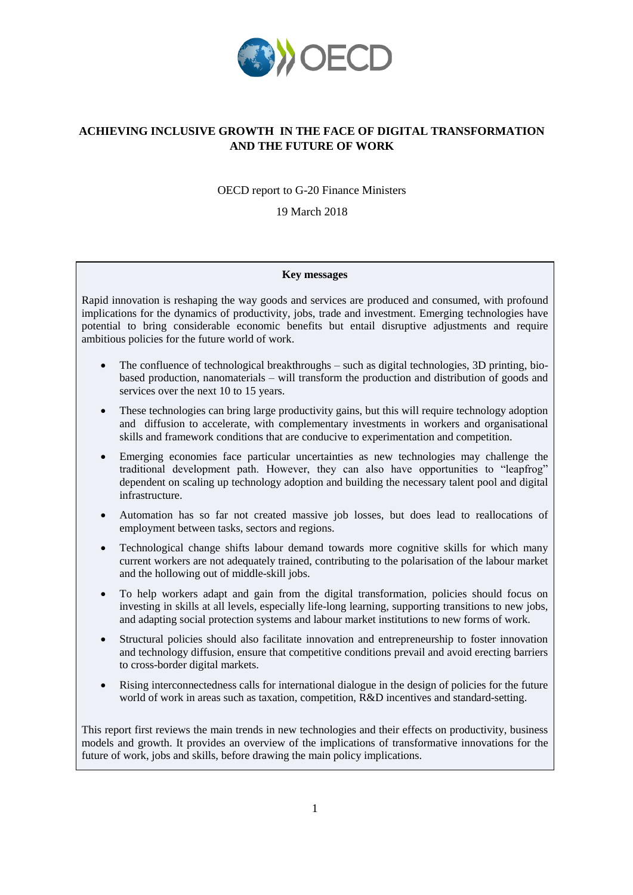# ACHIEVING INCLUSIVE GROWTH IN THE FACE OF DIGITAL TRANSFORMATION AND THE FUTURE OF WORK

OECD report to G-20 Finance Ministers

19 March 2018

**Key messages**

Rapid innovation is reshaping the way goods and services are produced and consumed, with profound implications for the dynamics of productivity, jobs, trade and investment. Emerging technologies have potential to bring considerable economic benefits but entail disruptive adjustments and require ambitious policies for the future world of work.

- The confluence of technological breakthroughs – such as digital technologies, 3D printing, bio-based production, nanomaterials – will transform the production and distribution of goods and services over the next 10 to 15 years.
- These technologies can bring large productivity gains, but this will require technology adoption and diffusion to accelerate, with complementary investments in workers and organisational skills and framework conditions that are conducive to experimentation and competition.
- Emerging economies face particular uncertainties as new technologies may challenge the traditional development path. However, they can also have opportunities to "leapfrog" dependent on scaling up technology adoption and building the necessary talent pool and digital infrastructure.
- Automation has so far not created massive job losses, but does lead to reallocations of employment between tasks, sectors and regions.
- Technological change shifts labour demand towards more cognitive skills for which many current workers are not adequately trained, contributing to the polarisation of the labour market and the hollowing out of middle-skill jobs.
- To help workers adapt and gain from the digital transformation, policies should focus on investing in skills at all levels, especially life-long learning, supporting transitions to new jobs, and adapting social protection systems and labour market institutions to new forms of work.
- Structural policies should also facilitate innovation and entrepreneurship to foster innovation and technology diffusion, ensure that competitive conditions prevail and avoid erecting barriers to cross-border digital markets.
- Rising interconnectedness calls for international dialogue in the design of policies for the future world of work in areas such as taxation, competition, R&D incentives and standard-setting.

This report first reviews the main trends in new technologies and their effects on productivity, business models and growth. It provides an overview of the implications of transformative innovations for the future of work, jobs and skills, before drawing the main policy implications.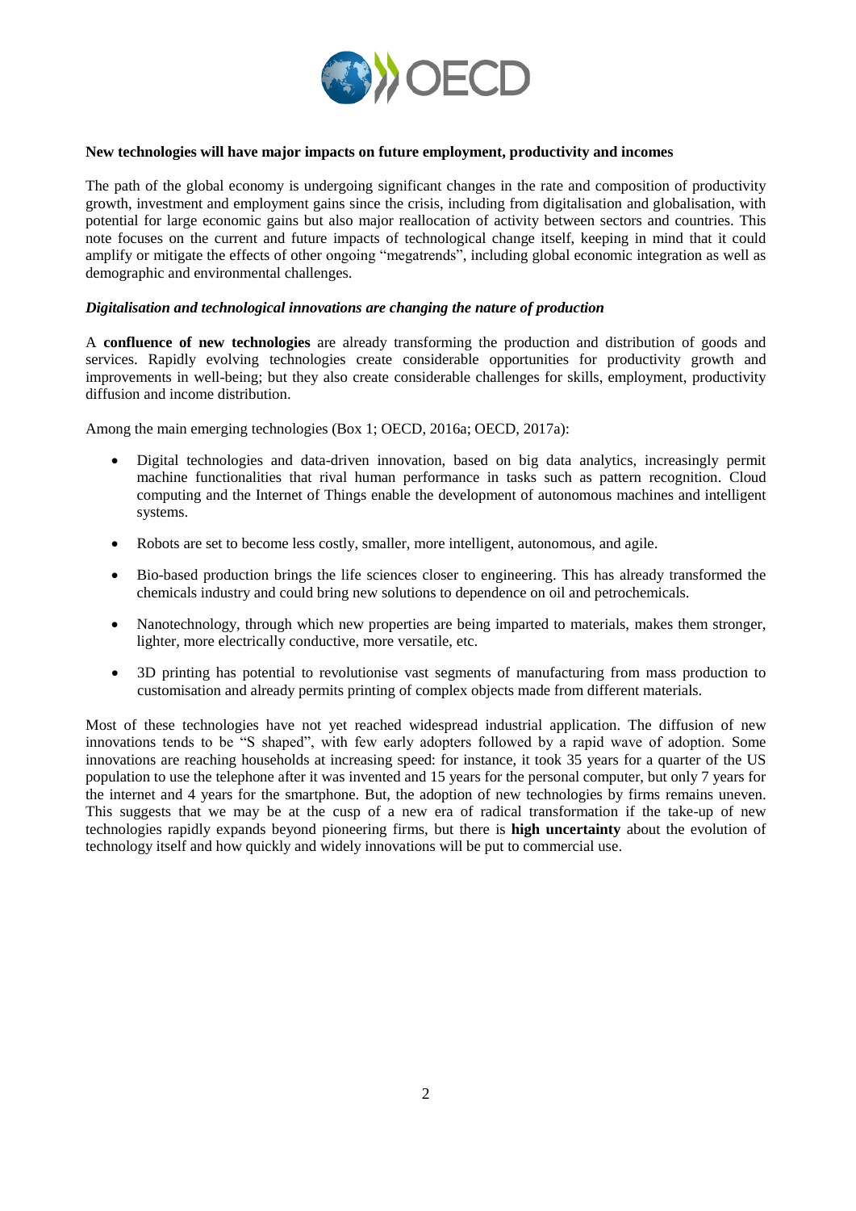**New technologies will have major impacts on future employment, productivity and incomes**

The path of the global economy is undergoing significant changes in the rate and composition of productivity growth, investment and employment gains since the crisis, including from digitalisation and globalisation, with potential for large economic gains but also major reallocation of activity between sectors and countries. This note focuses on the current and future impacts of technological change itself, keeping in mind that it could amplify or mitigate the effects of other ongoing "megatrends", including global economic integration as well as demographic and environmental challenges.

***Digitalisation and technological innovations are changing the nature of production***

A **confluence of new technologies** are already transforming the production and distribution of goods and services. Rapidly evolving technologies create considerable opportunities for productivity growth and improvements in well-being; but they also create considerable challenges for skills, employment, productivity diffusion and income distribution.

Among the main emerging technologies (Box 1; OECD, 2016a; OECD, 2017a):

- Digital technologies and data-driven innovation, based on big data analytics, increasingly permit machine functionalities that rival human performance in tasks such as pattern recognition. Cloud computing and the Internet of Things enable the development of autonomous machines and intelligent systems.
- Robots are set to become less costly, smaller, more intelligent, autonomous, and agile.
- Bio-based production brings the life sciences closer to engineering. This has already transformed the chemicals industry and could bring new solutions to dependence on oil and petrochemicals.
- Nanotechnology, through which new properties are being imparted to materials, makes them stronger, lighter, more electrically conductive, more versatile, etc.
- 3D printing has potential to revolutionise vast segments of manufacturing from mass production to customisation and already permits printing of complex objects made from different materials.

Most of these technologies have not yet reached widespread industrial application. The diffusion of new innovations tends to be "S shaped", with few early adopters followed by a rapid wave of adoption. Some innovations are reaching households at increasing speed: for instance, it took 35 years for a quarter of the US population to use the telephone after it was invented and 15 years for the personal computer, but only 7 years for the internet and 4 years for the smartphone. But, the adoption of new technologies by firms remains uneven. This suggests that we may be at the cusp of a new era of radical transformation if the take-up of new technologies rapidly expands beyond pioneering firms, but there is **high uncertainty** about the evolution of technology itself and how quickly and widely innovations will be put to commercial use.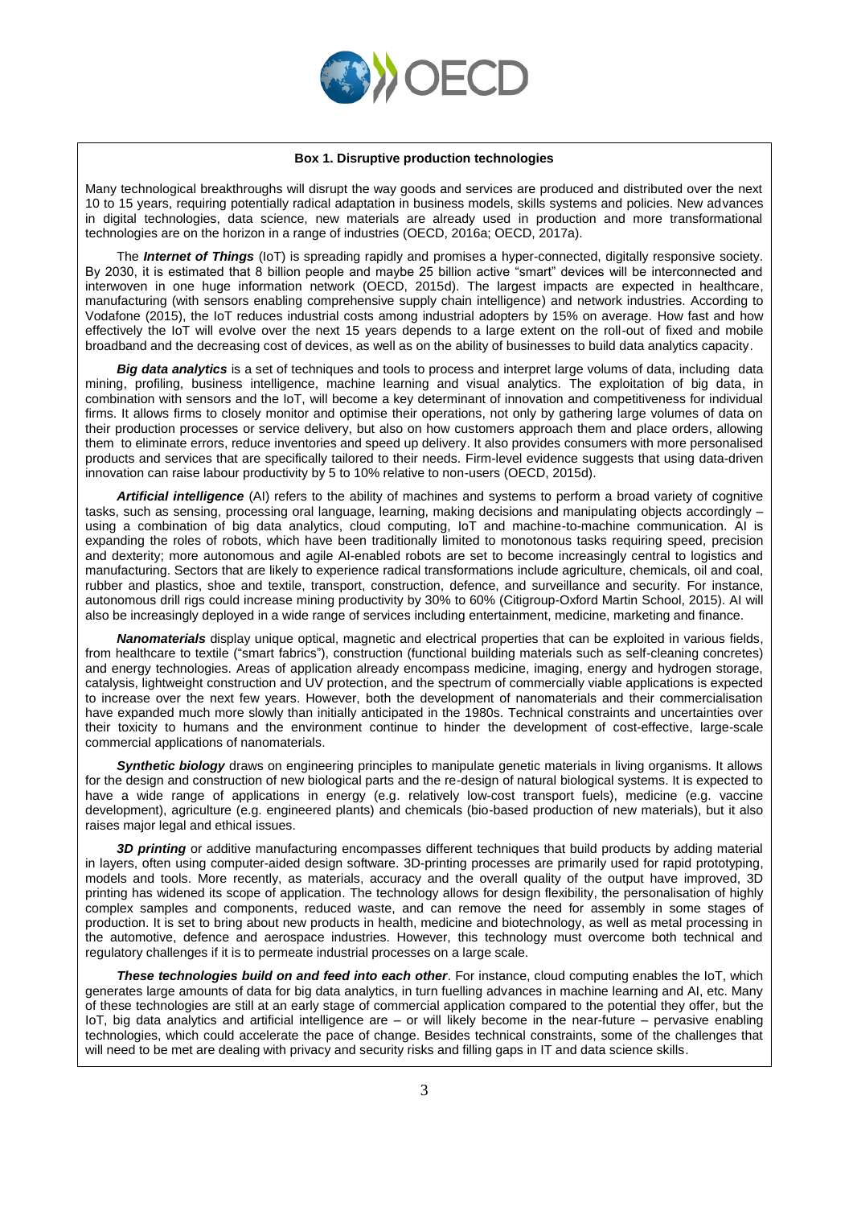**Box 1. Disruptive production technologies**

Many technological breakthroughs will disrupt the way goods and services are produced and distributed over the next 10 to 15 years, requiring potentially radical adaptation in business models, skills systems and policies. New advances in digital technologies, data science, new materials are already used in production and more transformational technologies are on the horizon in a range of industries (OECD, 2016a; OECD, 2017a).

The ***Internet of Things*** (IoT) is spreading rapidly and promises a hyper-connected, digitally responsive society. By 2030, it is estimated that 8 billion people and maybe 25 billion active "smart" devices will be interconnected and interwoven in one huge information network (OECD, 2015d). The largest impacts are expected in healthcare, manufacturing (with sensors enabling comprehensive supply chain intelligence) and network industries. According to Vodafone (2015), the IoT reduces industrial costs among industrial adopters by 15% on average. How fast and how effectively the IoT will evolve over the next 15 years depends to a large extent on the roll-out of fixed and mobile broadband and the decreasing cost of devices, as well as on the ability of businesses to build data analytics capacity.

***Big data analytics*** is a set of techniques and tools to process and interpret large volums of data, including data mining, profiling, business intelligence, machine learning and visual analytics. The exploitation of big data, in combination with sensors and the IoT, will become a key determinant of innovation and competitiveness for individual firms. It allows firms to closely monitor and optimise their operations, not only by gathering large volumes of data on their production processes or service delivery, but also on how customers approach them and place orders, allowing them to eliminate errors, reduce inventories and speed up delivery. It also provides consumers with more personalised products and services that are specifically tailored to their needs. Firm-level evidence suggests that using data-driven innovation can raise labour productivity by 5 to 10% relative to non-users (OECD, 2015d).

***Artificial intelligence*** (AI) refers to the ability of machines and systems to perform a broad variety of cognitive tasks, such as sensing, processing oral language, learning, making decisions and manipulating objects accordingly – using a combination of big data analytics, cloud computing, IoT and machine-to-machine communication. AI is expanding the roles of robots, which have been traditionally limited to monotonous tasks requiring speed, precision and dexterity; more autonomous and agile AI-enabled robots are set to become increasingly central to logistics and manufacturing. Sectors that are likely to experience radical transformations include agriculture, chemicals, oil and coal, rubber and plastics, shoe and textile, transport, construction, defence, and surveillance and security. For instance, autonomous drill rigs could increase mining productivity by 30% to 60% (Citigroup-Oxford Martin School, 2015). AI will also be increasingly deployed in a wide range of services including entertainment, medicine, marketing and finance.

***Nanomaterials*** display unique optical, magnetic and electrical properties that can be exploited in various fields, from healthcare to textile ("smart fabrics"), construction (functional building materials such as self-cleaning concretes) and energy technologies. Areas of application already encompass medicine, imaging, energy and hydrogen storage, catalysis, lightweight construction and UV protection, and the spectrum of commercially viable applications is expected to increase over the next few years. However, both the development of nanomaterials and their commercialisation have expanded much more slowly than initially anticipated in the 1980s. Technical constraints and uncertainties over their toxicity to humans and the environment continue to hinder the development of cost-effective, large-scale commercial applications of nanomaterials.

***Synthetic biology*** draws on engineering principles to manipulate genetic materials in living organisms. It allows for the design and construction of new biological parts and the re-design of natural biological systems. It is expected to have a wide range of applications in energy (e.g. relatively low-cost transport fuels), medicine (e.g. vaccine development), agriculture (e.g. engineered plants) and chemicals (bio-based production of new materials), but it also raises major legal and ethical issues.

***3D printing*** or additive manufacturing encompasses different techniques that build products by adding material in layers, often using computer-aided design software. 3D-printing processes are primarily used for rapid prototyping, models and tools. More recently, as materials, accuracy and the overall quality of the output have improved, 3D printing has widened its scope of application. The technology allows for design flexibility, the personalisation of highly complex samples and components, reduced waste, and can remove the need for assembly in some stages of production. It is set to bring about new products in health, medicine and biotechnology, as well as metal processing in the automotive, defence and aerospace industries. However, this technology must overcome both technical and regulatory challenges if it is to permeate industrial processes on a large scale.

***These technologies build on and feed into each other***. For instance, cloud computing enables the IoT, which generates large amounts of data for big data analytics, in turn fuelling advances in machine learning and AI, etc. Many of these technologies are still at an early stage of commercial application compared to the potential they offer, but the IoT, big data analytics and artificial intelligence are – or will likely become in the near-future – pervasive enabling technologies, which could accelerate the pace of change. Besides technical constraints, some of the challenges that will need to be met are dealing with privacy and security risks and filling gaps in IT and data science skills.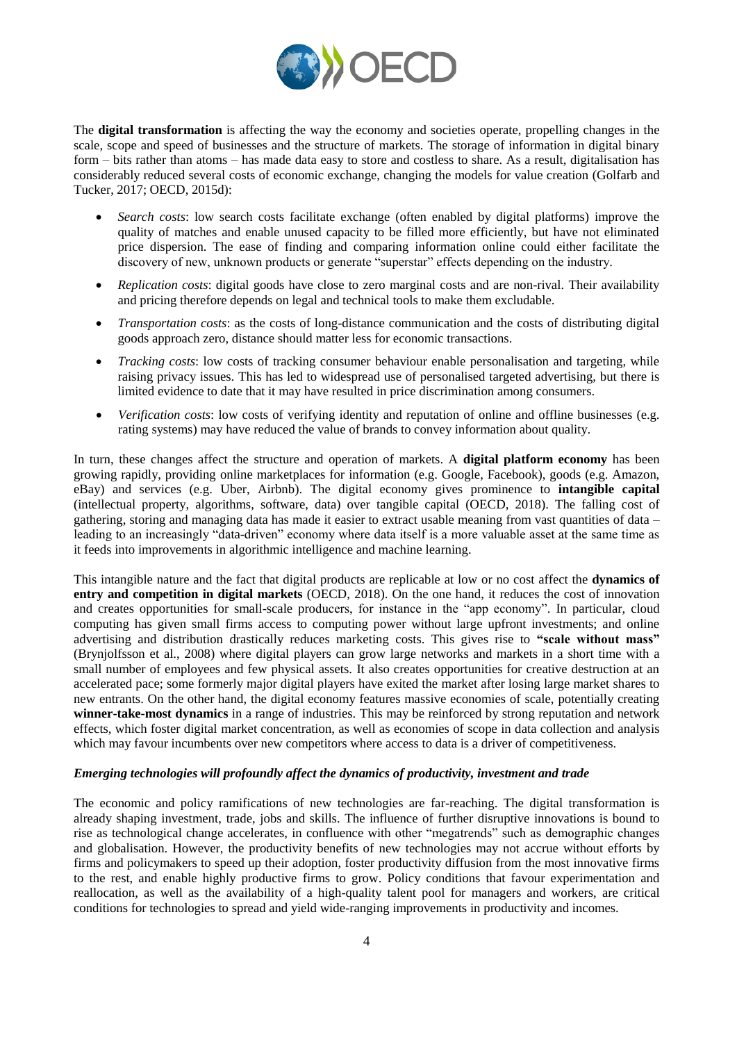The **digital transformation** is affecting the way the economy and societies operate, propelling changes in the scale, scope and speed of businesses and the structure of markets. The storage of information in digital binary form – bits rather than atoms – has made data easy to store and costless to share. As a result, digitalisation has considerably reduced several costs of economic exchange, changing the models for value creation (Golfarb and Tucker, 2017; OECD, 2015d):

- *Search costs*: low search costs facilitate exchange (often enabled by digital platforms) improve the quality of matches and enable unused capacity to be filled more efficiently, but have not eliminated price dispersion. The ease of finding and comparing information online could either facilitate the discovery of new, unknown products or generate "superstar" effects depending on the industry.
- *Replication costs*: digital goods have close to zero marginal costs and are non-rival. Their availability and pricing therefore depends on legal and technical tools to make them excludable.
- *Transportation costs*: as the costs of long-distance communication and the costs of distributing digital goods approach zero, distance should matter less for economic transactions.
- *Tracking costs*: low costs of tracking consumer behaviour enable personalisation and targeting, while raising privacy issues. This has led to widespread use of personalised targeted advertising, but there is limited evidence to date that it may have resulted in price discrimination among consumers.
- *Verification costs*: low costs of verifying identity and reputation of online and offline businesses (e.g. rating systems) may have reduced the value of brands to convey information about quality.

In turn, these changes affect the structure and operation of markets. A **digital platform economy** has been growing rapidly, providing online marketplaces for information (e.g. Google, Facebook), goods (e.g. Amazon, eBay) and services (e.g. Uber, Airbnb). The digital economy gives prominence to **intangible capital** (intellectual property, algorithms, software, data) over tangible capital (OECD, 2018). The falling cost of gathering, storing and managing data has made it easier to extract usable meaning from vast quantities of data – leading to an increasingly "data-driven" economy where data itself is a more valuable asset at the same time as it feeds into improvements in algorithmic intelligence and machine learning.

This intangible nature and the fact that digital products are replicable at low or no cost affect the **dynamics of entry and competition in digital markets** (OECD, 2018). On the one hand, it reduces the cost of innovation and creates opportunities for small-scale producers, for instance in the "app economy". In particular, cloud computing has given small firms access to computing power without large upfront investments; and online advertising and distribution drastically reduces marketing costs. This gives rise to **"scale without mass"** (Brynjolfsson et al., 2008) where digital players can grow large networks and markets in a short time with a small number of employees and few physical assets. It also creates opportunities for creative destruction at an accelerated pace; some formerly major digital players have exited the market after losing large market shares to new entrants. On the other hand, the digital economy features massive economies of scale, potentially creating **winner-take-most dynamics** in a range of industries. This may be reinforced by strong reputation and network effects, which foster digital market concentration, as well as economies of scope in data collection and analysis which may favour incumbents over new competitors where access to data is a driver of competitiveness.

***Emerging technologies will profoundly affect the dynamics of productivity, investment and trade***

The economic and policy ramifications of new technologies are far-reaching. The digital transformation is already shaping investment, trade, jobs and skills. The influence of further disruptive innovations is bound to rise as technological change accelerates, in confluence with other "megatrends" such as demographic changes and globalisation. However, the productivity benefits of new technologies may not accrue without efforts by firms and policymakers to speed up their adoption, foster productivity diffusion from the most innovative firms to the rest, and enable highly productive firms to grow. Policy conditions that favour experimentation and reallocation, as well as the availability of a high-quality talent pool for managers and workers, are critical conditions for technologies to spread and yield wide-ranging improvements in productivity and incomes.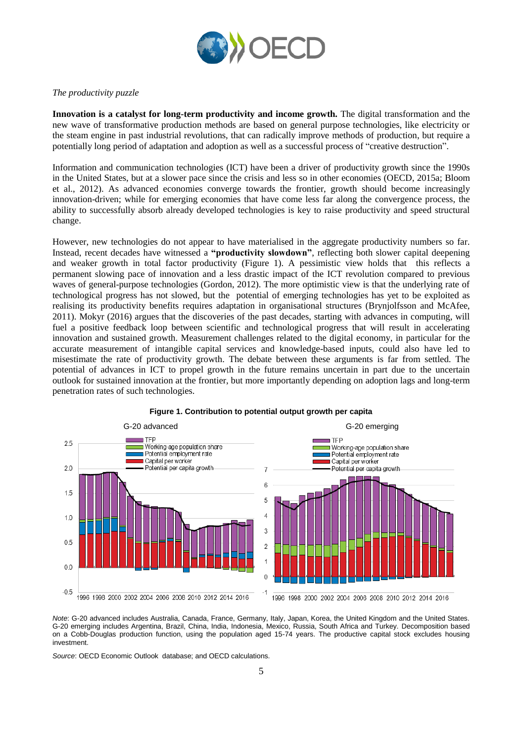*The productivity puzzle*

**Innovation is a catalyst for long-term productivity and income growth.** The digital transformation and the new wave of transformative production methods are based on general purpose technologies, like electricity or the steam engine in past industrial revolutions, that can radically improve methods of production, but require a potentially long period of adaptation and adoption as well as a successful process of "creative destruction".

Information and communication technologies (ICT) have been a driver of productivity growth since the 1990s in the United States, but at a slower pace since the crisis and less so in other economies (OECD, 2015a; Bloom et al., 2012). As advanced economies converge towards the frontier, growth should become increasingly innovation-driven; while for emerging economies that have come less far along the convergence process, the ability to successfully absorb already developed technologies is key to raise productivity and speed structural change.

However, new technologies do not appear to have materialised in the aggregate productivity numbers so far. Instead, recent decades have witnessed a **"productivity slowdown"**, reflecting both slower capital deepening and weaker growth in total factor productivity (Figure 1). A pessimistic view holds that this reflects a permanent slowing pace of innovation and a less drastic impact of the ICT revolution compared to previous waves of general-purpose technologies (Gordon, 2012). The more optimistic view is that the underlying rate of technological progress has not slowed, but the potential of emerging technologies has yet to be exploited as realising its productivity benefits requires adaptation in organisational structures (Brynjolfsson and McAfee, 2011). Mokyr (2016) argues that the discoveries of the past decades, starting with advances in computing, will fuel a positive feedback loop between scientific and technological progress that will result in accelerating innovation and sustained growth. Measurement challenges related to the digital economy, in particular for the accurate measurement of intangible capital services and knowledge-based inputs, could also have led to misestimate the rate of productivity growth. The debate between these arguments is far from settled. The potential of advances in ICT to propel growth in the future remains uncertain in part due to the uncertain outlook for sustained innovation at the frontier, but more importantly depending on adoption lags and long-term penetration rates of such technologies.

**Figure 1. Contribution to potential output growth per capita**

*Note*: G-20 advanced includes Australia, Canada, France, Germany, Italy, Japan, Korea, the United Kingdom and the United States. G-20 emerging includes Argentina, Brazil, China, India, Indonesia, Mexico, Russia, South Africa and Turkey. Decomposition based on a Cobb-Douglas production function, using the population aged 15-74 years. The productive capital stock excludes housing investment.

*Source*: OECD Economic Outlook database; and OECD calculations.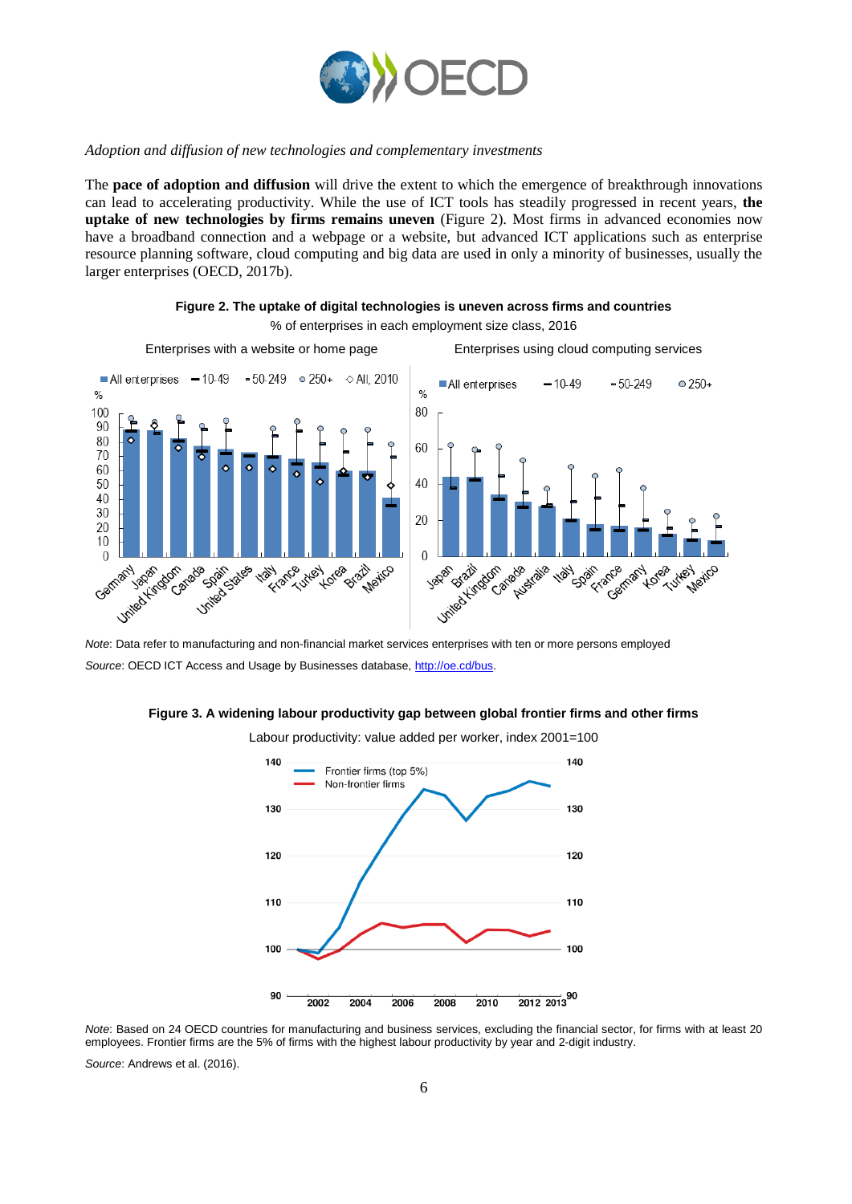*Adoption and diffusion of new technologies and complementary investments*

The **pace of adoption and diffusion** will drive the extent to which the emergence of breakthrough innovations can lead to accelerating productivity. While the use of ICT tools has steadily progressed in recent years, **the uptake of new technologies by firms remains uneven** (Figure 2). Most firms in advanced economies now have a broadband connection and a webpage or a website, but advanced ICT applications such as enterprise resource planning software, cloud computing and big data are used in only a minority of businesses, usually the larger enterprises (OECD, 2017b).

**Figure 2. The uptake of digital technologies is uneven across firms and countries**

% of enterprises in each employment size class, 2016

*Note*: Data refer to manufacturing and non-financial market services enterprises with ten or more persons employed

*Source*: OECD ICT Access and Usage by Businesses database, http://oe.cd/bus.

**Figure 3. A widening labour productivity gap between global frontier firms and other firms**

Labour productivity: value added per worker, index 2001=100

*Note*: Based on 24 OECD countries for manufacturing and business services, excluding the financial sector, for firms with at least 20 employees. Frontier firms are the 5% of firms with the highest labour productivity by year and 2-digit industry.

*Source*: Andrews et al. (2016).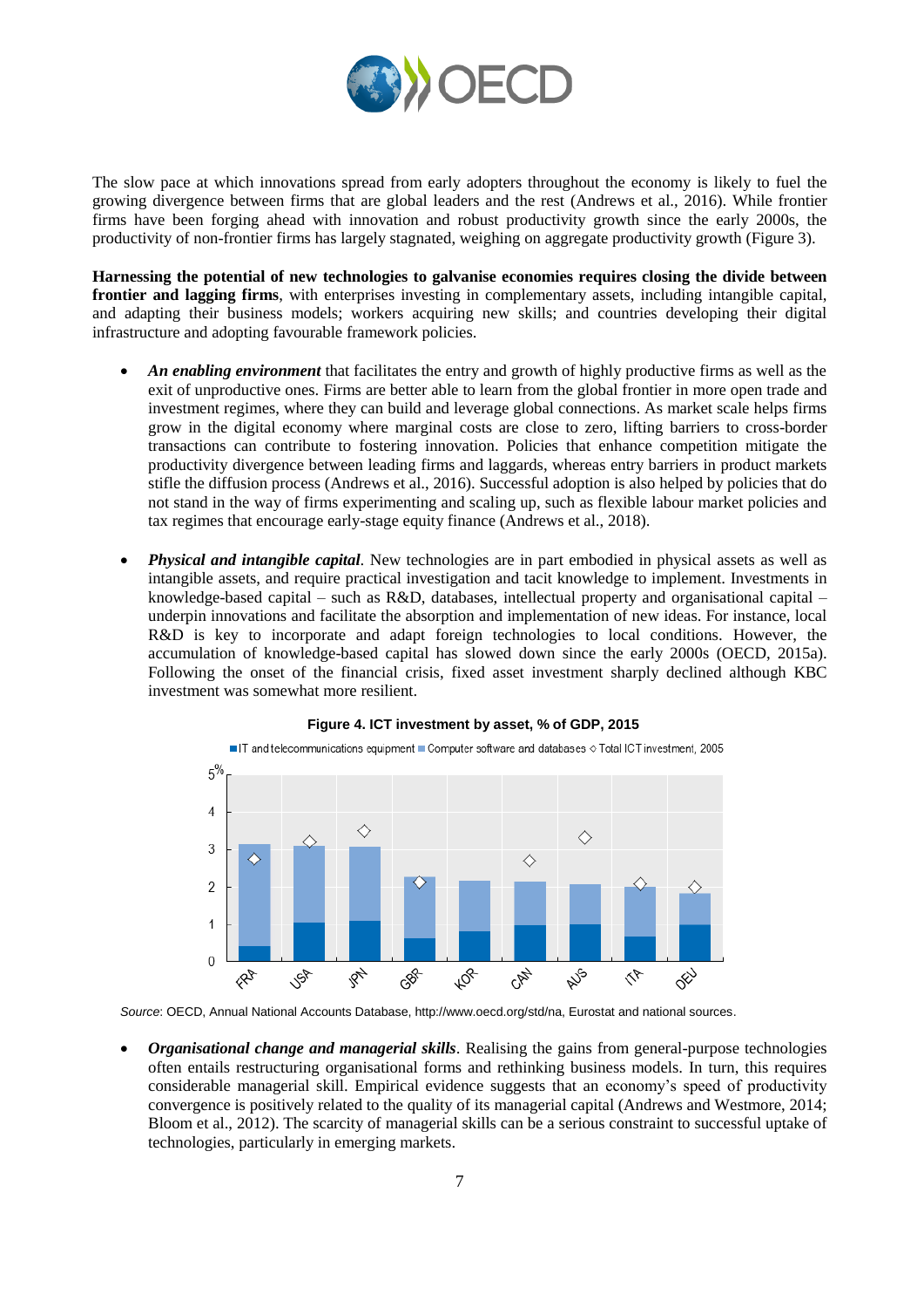The slow pace at which innovations spread from early adopters throughout the economy is likely to fuel the growing divergence between firms that are global leaders and the rest (Andrews et al., 2016). While frontier firms have been forging ahead with innovation and robust productivity growth since the early 2000s, the productivity of non-frontier firms has largely stagnated, weighing on aggregate productivity growth (Figure 3).

**Harnessing the potential of new technologies to galvanise economies requires closing the divide between frontier and lagging firms**, with enterprises investing in complementary assets, including intangible capital, and adapting their business models; workers acquiring new skills; and countries developing their digital infrastructure and adopting favourable framework policies.

- ***An enabling environment*** that facilitates the entry and growth of highly productive firms as well as the exit of unproductive ones. Firms are better able to learn from the global frontier in more open trade and investment regimes, where they can build and leverage global connections. As market scale helps firms grow in the digital economy where marginal costs are close to zero, lifting barriers to cross-border transactions can contribute to fostering innovation. Policies that enhance competition mitigate the productivity divergence between leading firms and laggards, whereas entry barriers in product markets stifle the diffusion process (Andrews et al., 2016). Successful adoption is also helped by policies that do not stand in the way of firms experimenting and scaling up, such as flexible labour market policies and tax regimes that encourage early-stage equity finance (Andrews et al., 2018).

- ***Physical and intangible capital***. New technologies are in part embodied in physical assets as well as intangible assets, and require practical investigation and tacit knowledge to implement. Investments in knowledge-based capital – such as R&D, databases, intellectual property and organisational capital – underpin innovations and facilitate the absorption and implementation of new ideas. For instance, local R&D is key to incorporate and adapt foreign technologies to local conditions. However, the accumulation of knowledge-based capital has slowed down since the early 2000s (OECD, 2015a). Following the onset of the financial crisis, fixed asset investment sharply declined although KBC investment was somewhat more resilient.

**Figure 4. ICT investment by asset, % of GDP, 2015**

*Source*: OECD, Annual National Accounts Database, http://www.oecd.org/std/na, Eurostat and national sources.

- ***Organisational change and managerial skills***. Realising the gains from general-purpose technologies often entails restructuring organisational forms and rethinking business models. In turn, this requires considerable managerial skill. Empirical evidence suggests that an economy's speed of productivity convergence is positively related to the quality of its managerial capital (Andrews and Westmore, 2014; Bloom et al., 2012). The scarcity of managerial skills can be a serious constraint to successful uptake of technologies, particularly in emerging markets.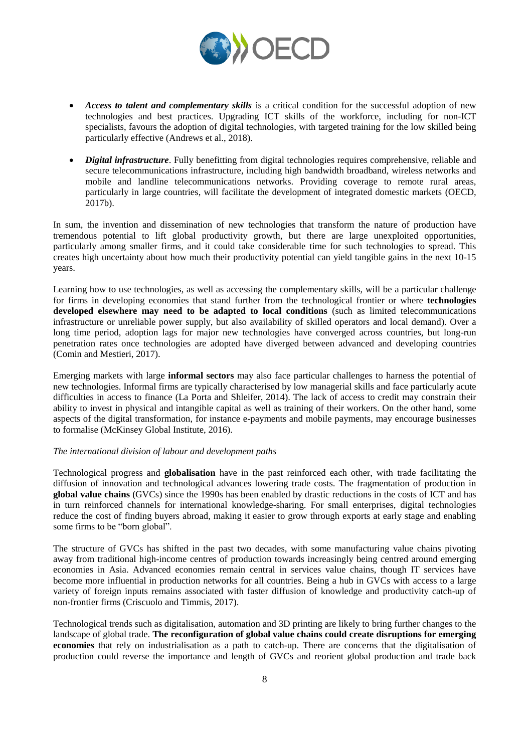- ***Access to talent and complementary skills*** is a critical condition for the successful adoption of new technologies and best practices. Upgrading ICT skills of the workforce, including for non-ICT specialists, favours the adoption of digital technologies, with targeted training for the low skilled being particularly effective (Andrews et al., 2018).

- ***Digital infrastructure***. Fully benefitting from digital technologies requires comprehensive, reliable and secure telecommunications infrastructure, including high bandwidth broadband, wireless networks and mobile and landline telecommunications networks. Providing coverage to remote rural areas, particularly in large countries, will facilitate the development of integrated domestic markets (OECD, 2017b).

In sum, the invention and dissemination of new technologies that transform the nature of production have tremendous potential to lift global productivity growth, but there are large unexploited opportunities, particularly among smaller firms, and it could take considerable time for such technologies to spread. This creates high uncertainty about how much their productivity potential can yield tangible gains in the next 10-15 years.

Learning how to use technologies, as well as accessing the complementary skills, will be a particular challenge for firms in developing economies that stand further from the technological frontier or where **technologies developed elsewhere may need to be adapted to local conditions** (such as limited telecommunications infrastructure or unreliable power supply, but also availability of skilled operators and local demand). Over a long time period, adoption lags for major new technologies have converged across countries, but long-run penetration rates once technologies are adopted have diverged between advanced and developing countries (Comin and Mestieri, 2017).

Emerging markets with large **informal sectors** may also face particular challenges to harness the potential of new technologies. Informal firms are typically characterised by low managerial skills and face particularly acute difficulties in access to finance (La Porta and Shleifer, 2014). The lack of access to credit may constrain their ability to invest in physical and intangible capital as well as training of their workers. On the other hand, some aspects of the digital transformation, for instance e-payments and mobile payments, may encourage businesses to formalise (McKinsey Global Institute, 2016).

*The international division of labour and development paths*

Technological progress and **globalisation** have in the past reinforced each other, with trade facilitating the diffusion of innovation and technological advances lowering trade costs. The fragmentation of production in **global value chains** (GVCs) since the 1990s has been enabled by drastic reductions in the costs of ICT and has in turn reinforced channels for international knowledge-sharing. For small enterprises, digital technologies reduce the cost of finding buyers abroad, making it easier to grow through exports at early stage and enabling some firms to be "born global".

The structure of GVCs has shifted in the past two decades, with some manufacturing value chains pivoting away from traditional high-income centres of production towards increasingly being centred around emerging economies in Asia. Advanced economies remain central in services value chains, though IT services have become more influential in production networks for all countries. Being a hub in GVCs with access to a large variety of foreign inputs remains associated with faster diffusion of knowledge and productivity catch-up of non-frontier firms (Criscuolo and Timmis, 2017).

Technological trends such as digitalisation, automation and 3D printing are likely to bring further changes to the landscape of global trade. **The reconfiguration of global value chains could create disruptions for emerging economies** that rely on industrialisation as a path to catch-up. There are concerns that the digitalisation of production could reverse the importance and length of GVCs and reorient global production and trade back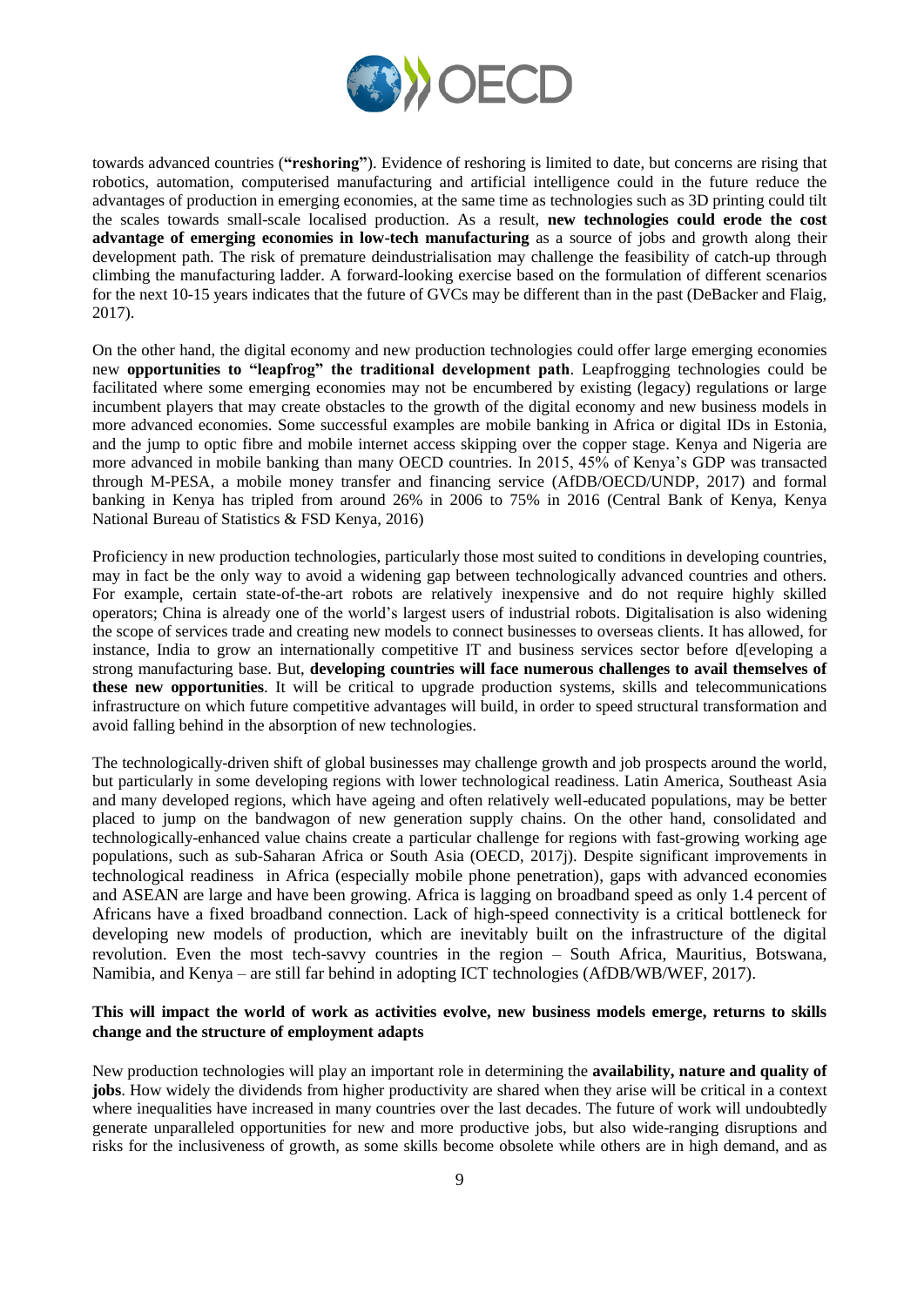towards advanced countries (**"reshoring"**). Evidence of reshoring is limited to date, but concerns are rising that robotics, automation, computerised manufacturing and artificial intelligence could in the future reduce the advantages of production in emerging economies, at the same time as technologies such as 3D printing could tilt the scales towards small-scale localised production. As a result, **new technologies could erode the cost advantage of emerging economies in low-tech manufacturing** as a source of jobs and growth along their development path. The risk of premature deindustrialisation may challenge the feasibility of catch-up through climbing the manufacturing ladder. A forward-looking exercise based on the formulation of different scenarios for the next 10-15 years indicates that the future of GVCs may be different than in the past (DeBacker and Flaig, 2017).

On the other hand, the digital economy and new production technologies could offer large emerging economies new **opportunities to "leapfrog" the traditional development path**. Leapfrogging technologies could be facilitated where some emerging economies may not be encumbered by existing (legacy) regulations or large incumbent players that may create obstacles to the growth of the digital economy and new business models in more advanced economies. Some successful examples are mobile banking in Africa or digital IDs in Estonia, and the jump to optic fibre and mobile internet access skipping over the copper stage. Kenya and Nigeria are more advanced in mobile banking than many OECD countries. In 2015, 45% of Kenya's GDP was transacted through M-PESA, a mobile money transfer and financing service (AfDB/OECD/UNDP, 2017) and formal banking in Kenya has tripled from around 26% in 2006 to 75% in 2016 (Central Bank of Kenya, Kenya National Bureau of Statistics & FSD Kenya, 2016)

Proficiency in new production technologies, particularly those most suited to conditions in developing countries, may in fact be the only way to avoid a widening gap between technologically advanced countries and others. For example, certain state-of-the-art robots are relatively inexpensive and do not require highly skilled operators; China is already one of the world's largest users of industrial robots. Digitalisation is also widening the scope of services trade and creating new models to connect businesses to overseas clients. It has allowed, for instance, India to grow an internationally competitive IT and business services sector before d[eveloping a strong manufacturing base. But, **developing countries will face numerous challenges to avail themselves of these new opportunities**. It will be critical to upgrade production systems, skills and telecommunications infrastructure on which future competitive advantages will build, in order to speed structural transformation and avoid falling behind in the absorption of new technologies.

The technologically-driven shift of global businesses may challenge growth and job prospects around the world, but particularly in some developing regions with lower technological readiness. Latin America, Southeast Asia and many developed regions, which have ageing and often relatively well-educated populations, may be better placed to jump on the bandwagon of new generation supply chains. On the other hand, consolidated and technologically-enhanced value chains create a particular challenge for regions with fast-growing working age populations, such as sub-Saharan Africa or South Asia (OECD, 2017j). Despite significant improvements in technological readiness in Africa (especially mobile phone penetration), gaps with advanced economies and ASEAN are large and have been growing. Africa is lagging on broadband speed as only 1.4 percent of Africans have a fixed broadband connection. Lack of high-speed connectivity is a critical bottleneck for developing new models of production, which are inevitably built on the infrastructure of the digital revolution. Even the most tech-savvy countries in the region – South Africa, Mauritius, Botswana, Namibia, and Kenya – are still far behind in adopting ICT technologies (AfDB/WB/WEF, 2017).

**This will impact the world of work as activities evolve, new business models emerge, returns to skills change and the structure of employment adapts**

New production technologies will play an important role in determining the **availability, nature and quality of jobs**. How widely the dividends from higher productivity are shared when they arise will be critical in a context where inequalities have increased in many countries over the last decades. The future of work will undoubtedly generate unparalleled opportunities for new and more productive jobs, but also wide-ranging disruptions and risks for the inclusiveness of growth, as some skills become obsolete while others are in high demand, and as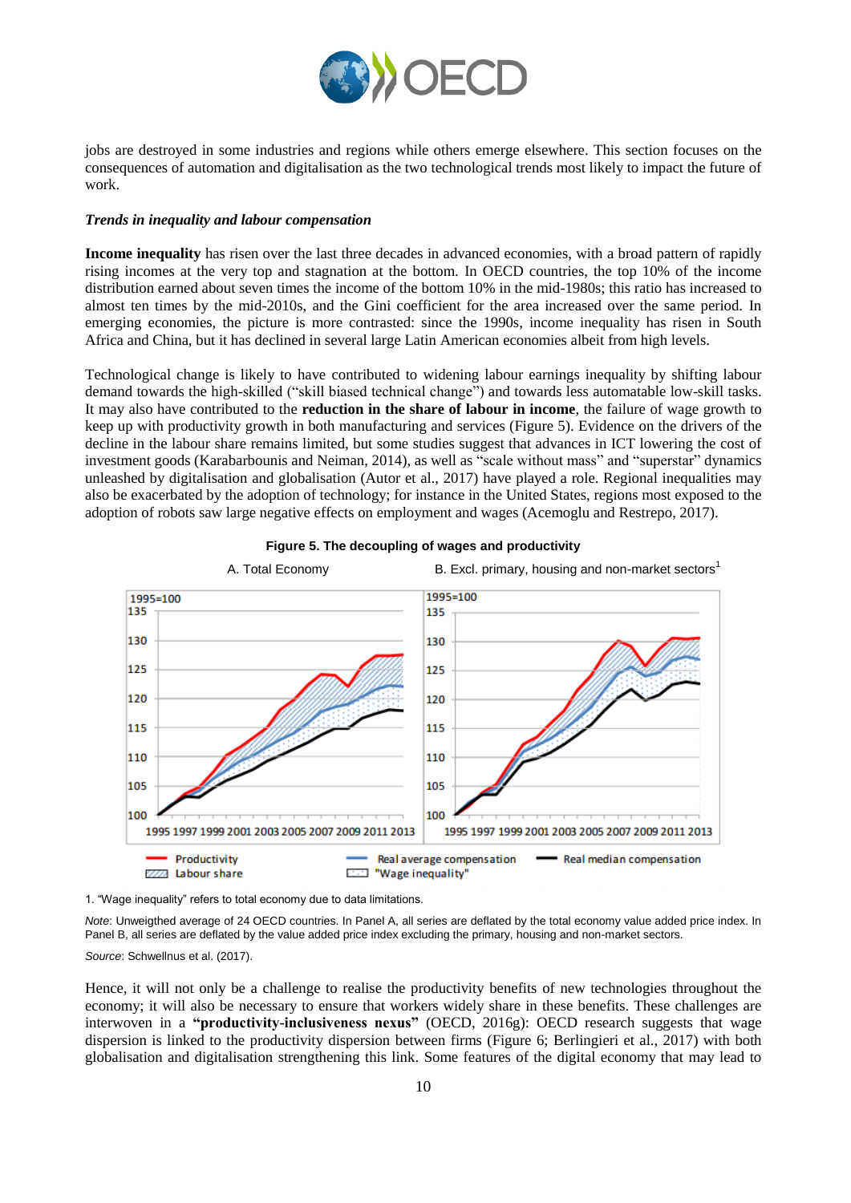jobs are destroyed in some industries and regions while others emerge elsewhere. This section focuses on the consequences of automation and digitalisation as the two technological trends most likely to impact the future of work.

***Trends in inequality and labour compensation***

**Income inequality** has risen over the last three decades in advanced economies, with a broad pattern of rapidly rising incomes at the very top and stagnation at the bottom. In OECD countries, the top 10% of the income distribution earned about seven times the income of the bottom 10% in the mid-1980s; this ratio has increased to almost ten times by the mid-2010s, and the Gini coefficient for the area increased over the same period. In emerging economies, the picture is more contrasted: since the 1990s, income inequality has risen in South Africa and China, but it has declined in several large Latin American economies albeit from high levels.

Technological change is likely to have contributed to widening labour earnings inequality by shifting labour demand towards the high-skilled ("skill biased technical change") and towards less automatable low-skill tasks. It may also have contributed to the **reduction in the share of labour in income**, the failure of wage growth to keep up with productivity growth in both manufacturing and services (Figure 5). Evidence on the drivers of the decline in the labour share remains limited, but some studies suggest that advances in ICT lowering the cost of investment goods (Karabarbounis and Neiman, 2014), as well as "scale without mass" and "superstar" dynamics unleashed by digitalisation and globalisation (Autor et al., 2017) have played a role. Regional inequalities may also be exacerbated by the adoption of technology; for instance in the United States, regions most exposed to the adoption of robots saw large negative effects on employment and wages (Acemoglu and Restrepo, 2017).

**Figure 5. The decoupling of wages and productivity**

A. Total Economy

B. Excl. primary, housing and non-market sectors[1]

1. "Wage inequality" refers to total economy due to data limitations.

*Note*: Unweigthed average of 24 OECD countries. In Panel A, all series are deflated by the total economy value added price index. In Panel B, all series are deflated by the value added price index excluding the primary, housing and non-market sectors.

*Source*: Schwellnus et al. (2017).

Hence, it will not only be a challenge to realise the productivity benefits of new technologies throughout the economy; it will also be necessary to ensure that workers widely share in these benefits. These challenges are interwoven in a **"productivity-inclusiveness nexus"** (OECD, 2016g): OECD research suggests that wage dispersion is linked to the productivity dispersion between firms (Figure 6; Berlingieri et al., 2017) with both globalisation and digitalisation strengthening this link. Some features of the digital economy that may lead to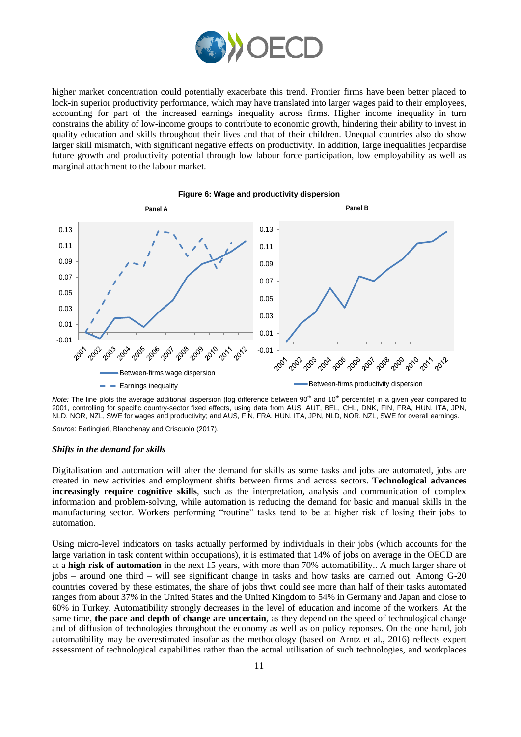higher market concentration could potentially exacerbate this trend. Frontier firms have been better placed to lock-in superior productivity performance, which may have translated into larger wages paid to their employees, accounting for part of the increased earnings inequality across firms. Higher income inequality in turn constrains the ability of low-income groups to contribute to economic growth, hindering their ability to invest in quality education and skills throughout their lives and that of their children. Unequal countries also do show larger skill mismatch, with significant negative effects on productivity. In addition, large inequalities jeopardise future growth and productivity potential through low labour force participation, low employability as well as marginal attachment to the labour market.

**Figure 6: Wage and productivity dispersion**

*Note:* The line plots the average additional dispersion (log difference between 90th and 10th percentile) in a given year compared to 2001, controlling for specific country-sector fixed effects, using data from AUS, AUT, BEL, CHL, DNK, FIN, FRA, HUN, ITA, JPN, NLD, NOR, NZL, SWE for wages and productivity; and AUS, FIN, FRA, HUN, ITA, JPN, NLD, NOR, NZL, SWE for overall earnings.

*Source*: Berlingieri, Blanchenay and Criscuolo (2017).

### *Shifts in the demand for skills*

Digitalisation and automation will alter the demand for skills as some tasks and jobs are automated, jobs are created in new activities and employment shifts between firms and across sectors. **Technological advances increasingly require cognitive skills**, such as the interpretation, analysis and communication of complex information and problem-solving, while automation is reducing the demand for basic and manual skills in the manufacturing sector. Workers performing "routine" tasks tend to be at higher risk of losing their jobs to automation.

Using micro-level indicators on tasks actually performed by individuals in their jobs (which accounts for the large variation in task content within occupations), it is estimated that 14% of jobs on average in the OECD are at a **high risk of automation** in the next 15 years, with more than 70% automatibility.. A much larger share of jobs – around one third – will see significant change in tasks and how tasks are carried out. Among G-20 countries covered by these estimates, the share of jobs thwt could see more than half of their tasks automated ranges from about 37% in the United States and the United Kingdom to 54% in Germany and Japan and close to 60% in Turkey. Automatibility strongly decreases in the level of education and income of the workers. At the same time, **the pace and depth of change are uncertain**, as they depend on the speed of technological change and of diffusion of technologies throughout the economy as well as on policy reponses. On the one hand, job automatibility may be overestimated insofar as the methodology (based on Arntz et al., 2016) reflects expert assessment of technological capabilities rather than the actual utilisation of such technologies, and workplaces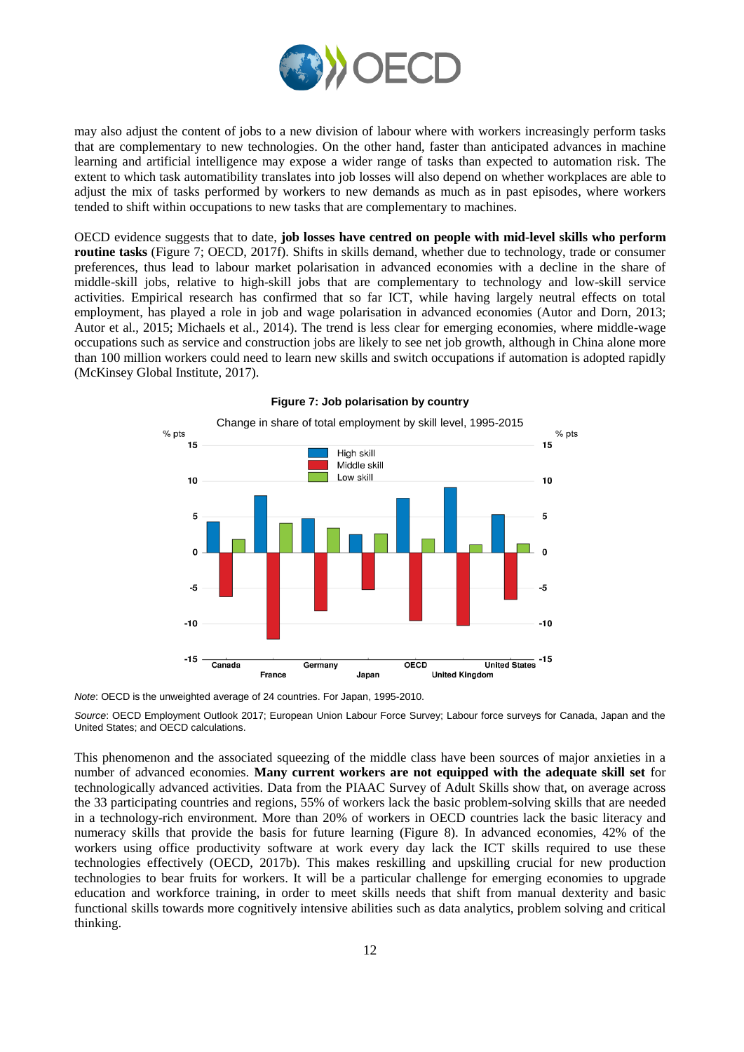may also adjust the content of jobs to a new division of labour where with workers increasingly perform tasks that are complementary to new technologies. On the other hand, faster than anticipated advances in machine learning and artificial intelligence may expose a wider range of tasks than expected to automation risk. The extent to which task automatibility translates into job losses will also depend on whether workplaces are able to adjust the mix of tasks performed by workers to new demands as much as in past episodes, where workers tended to shift within occupations to new tasks that are complementary to machines.

OECD evidence suggests that to date, **job losses have centred on people with mid-level skills who perform routine tasks** (Figure 7; OECD, 2017f). Shifts in skills demand, whether due to technology, trade or consumer preferences, thus lead to labour market polarisation in advanced economies with a decline in the share of middle-skill jobs, relative to high-skill jobs that are complementary to technology and low-skill service activities. Empirical research has confirmed that so far ICT, while having largely neutral effects on total employment, has played a role in job and wage polarisation in advanced economies (Autor and Dorn, 2013; Autor et al., 2015; Michaels et al., 2014). The trend is less clear for emerging economies, where middle-wage occupations such as service and construction jobs are likely to see net job growth, although in China alone more than 100 million workers could need to learn new skills and switch occupations if automation is adopted rapidly (McKinsey Global Institute, 2017).

**Figure 7: Job polarisation by country**

Change in share of total employment by skill level, 1995-2015

*Note*: OECD is the unweighted average of 24 countries. For Japan, 1995-2010.

*Source*: OECD Employment Outlook 2017; European Union Labour Force Survey; Labour force surveys for Canada, Japan and the United States; and OECD calculations.

This phenomenon and the associated squeezing of the middle class have been sources of major anxieties in a number of advanced economies. **Many current workers are not equipped with the adequate skill set** for technologically advanced activities. Data from the PIAAC Survey of Adult Skills show that, on average across the 33 participating countries and regions, 55% of workers lack the basic problem-solving skills that are needed in a technology-rich environment. More than 20% of workers in OECD countries lack the basic literacy and numeracy skills that provide the basis for future learning (Figure 8). In advanced economies, 42% of the workers using office productivity software at work every day lack the ICT skills required to use these technologies effectively (OECD, 2017b). This makes reskilling and upskilling crucial for new production technologies to bear fruits for workers. It will be a particular challenge for emerging economies to upgrade education and workforce training, in order to meet skills needs that shift from manual dexterity and basic functional skills towards more cognitively intensive abilities such as data analytics, problem solving and critical thinking.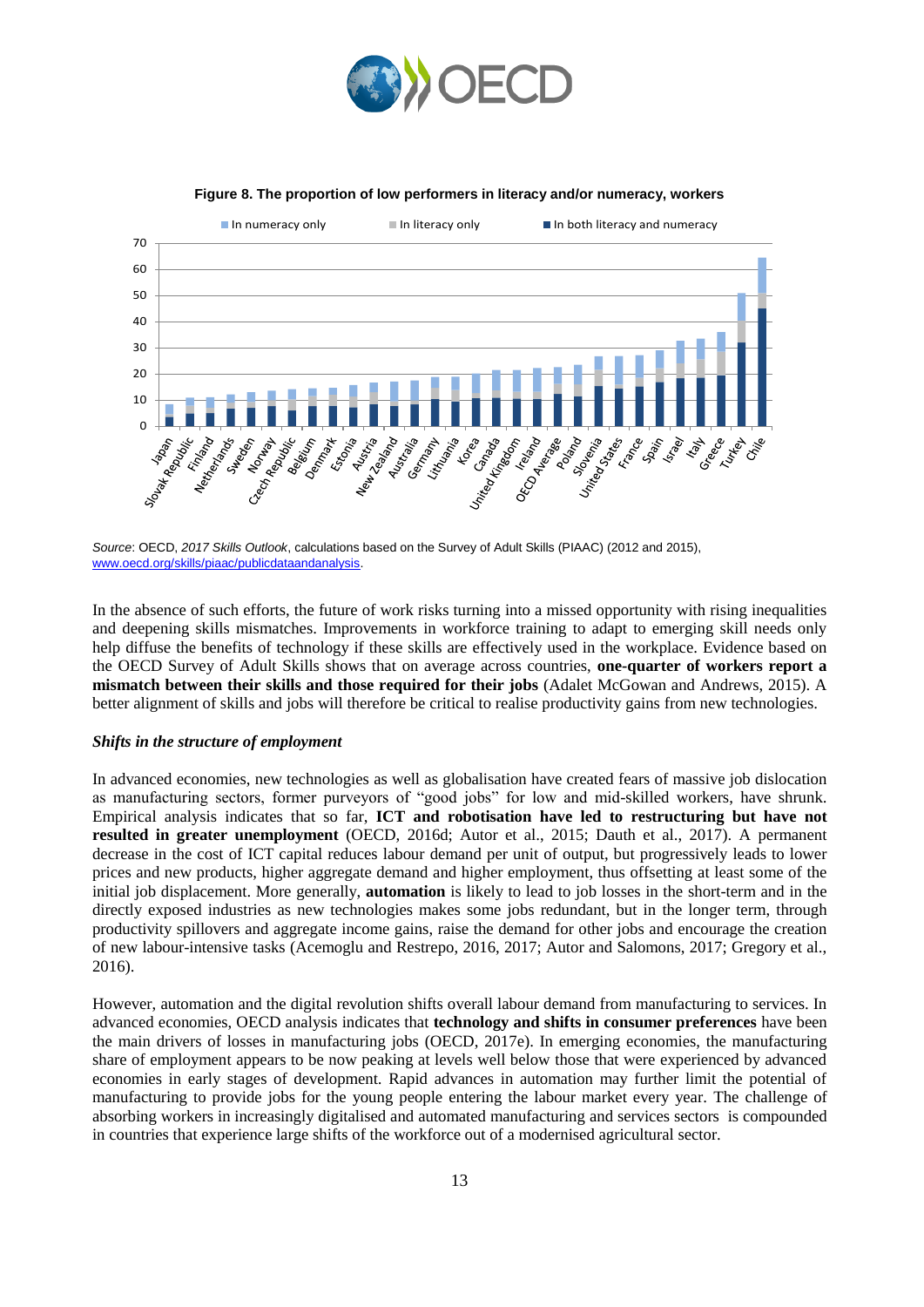**Figure 8. The proportion of low performers in literacy and/or numeracy, workers**

*Source*: OECD, *2017 Skills Outlook*, calculations based on the Survey of Adult Skills (PIAAC) (2012 and 2015), www.oecd.org/skills/piaac/publicdataandanalysis.

In the absence of such efforts, the future of work risks turning into a missed opportunity with rising inequalities and deepening skills mismatches. Improvements in workforce training to adapt to emerging skill needs only help diffuse the benefits of technology if these skills are effectively used in the workplace. Evidence based on the OECD Survey of Adult Skills shows that on average across countries, **one-quarter of workers report a mismatch between their skills and those required for their jobs** (Adalet McGowan and Andrews, 2015). A better alignment of skills and jobs will therefore be critical to realise productivity gains from new technologies.

***Shifts in the structure of employment***

In advanced economies, new technologies as well as globalisation have created fears of massive job dislocation as manufacturing sectors, former purveyors of "good jobs" for low and mid-skilled workers, have shrunk. Empirical analysis indicates that so far, **ICT and robotisation have led to restructuring but have not resulted in greater unemployment** (OECD, 2016d; Autor et al., 2015; Dauth et al., 2017). A permanent decrease in the cost of ICT capital reduces labour demand per unit of output, but progressively leads to lower prices and new products, higher aggregate demand and higher employment, thus offsetting at least some of the initial job displacement. More generally, **automation** is likely to lead to job losses in the short-term and in the directly exposed industries as new technologies makes some jobs redundant, but in the longer term, through productivity spillovers and aggregate income gains, raise the demand for other jobs and encourage the creation of new labour-intensive tasks (Acemoglu and Restrepo, 2016, 2017; Autor and Salomons, 2017; Gregory et al., 2016).

However, automation and the digital revolution shifts overall labour demand from manufacturing to services. In advanced economies, OECD analysis indicates that **technology and shifts in consumer preferences** have been the main drivers of losses in manufacturing jobs (OECD, 2017e). In emerging economies, the manufacturing share of employment appears to be now peaking at levels well below those that were experienced by advanced economies in early stages of development. Rapid advances in automation may further limit the potential of manufacturing to provide jobs for the young people entering the labour market every year. The challenge of absorbing workers in increasingly digitalised and automated manufacturing and services sectors is compounded in countries that experience large shifts of the workforce out of a modernised agricultural sector.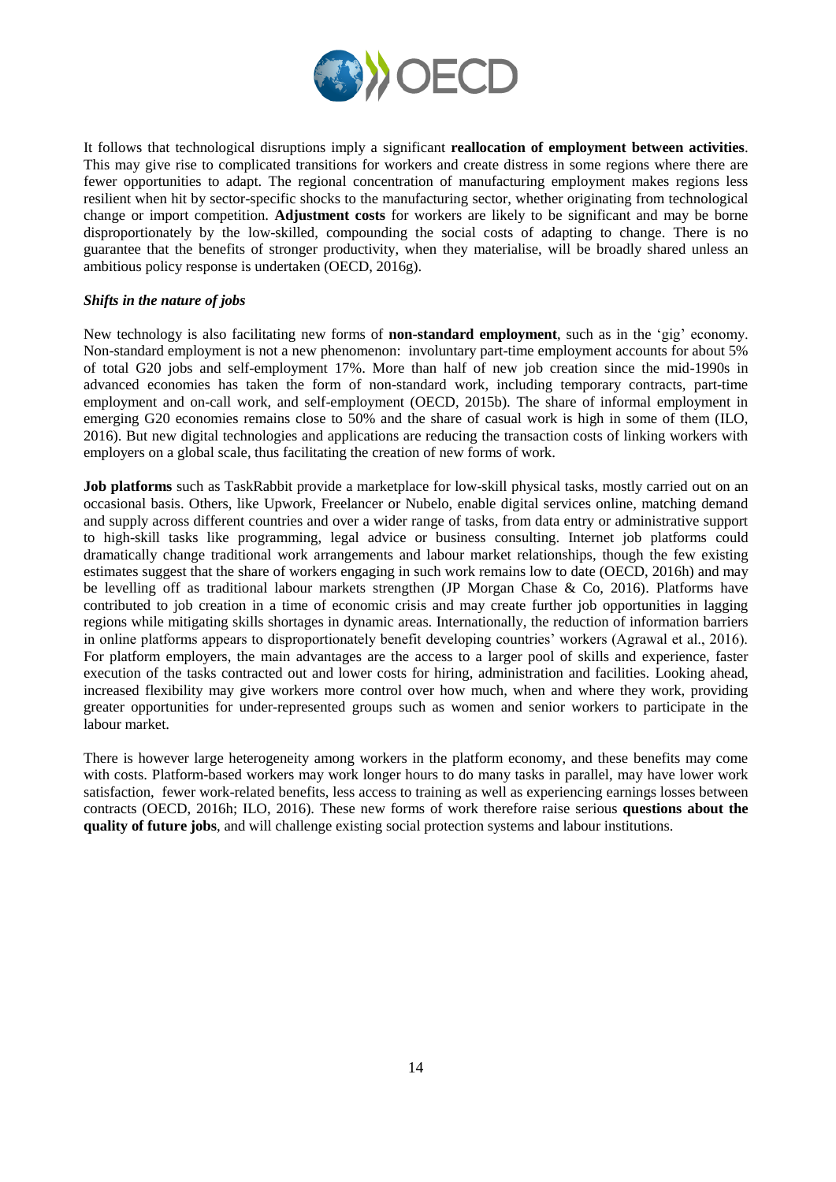It follows that technological disruptions imply a significant **reallocation of employment between activities**. This may give rise to complicated transitions for workers and create distress in some regions where there are fewer opportunities to adapt. The regional concentration of manufacturing employment makes regions less resilient when hit by sector-specific shocks to the manufacturing sector, whether originating from technological change or import competition. **Adjustment costs** for workers are likely to be significant and may be borne disproportionately by the low-skilled, compounding the social costs of adapting to change. There is no guarantee that the benefits of stronger productivity, when they materialise, will be broadly shared unless an ambitious policy response is undertaken (OECD, 2016g).

***Shifts in the nature of jobs***

New technology is also facilitating new forms of **non-standard employment**, such as in the 'gig' economy. Non-standard employment is not a new phenomenon: involuntary part-time employment accounts for about 5% of total G20 jobs and self-employment 17%. More than half of new job creation since the mid-1990s in advanced economies has taken the form of non-standard work, including temporary contracts, part-time employment and on-call work, and self-employment (OECD, 2015b). The share of informal employment in emerging G20 economies remains close to 50% and the share of casual work is high in some of them (ILO, 2016). But new digital technologies and applications are reducing the transaction costs of linking workers with employers on a global scale, thus facilitating the creation of new forms of work.

**Job platforms** such as TaskRabbit provide a marketplace for low-skill physical tasks, mostly carried out on an occasional basis. Others, like Upwork, Freelancer or Nubelo, enable digital services online, matching demand and supply across different countries and over a wider range of tasks, from data entry or administrative support to high-skill tasks like programming, legal advice or business consulting. Internet job platforms could dramatically change traditional work arrangements and labour market relationships, though the few existing estimates suggest that the share of workers engaging in such work remains low to date (OECD, 2016h) and may be levelling off as traditional labour markets strengthen (JP Morgan Chase & Co, 2016). Platforms have contributed to job creation in a time of economic crisis and may create further job opportunities in lagging regions while mitigating skills shortages in dynamic areas. Internationally, the reduction of information barriers in online platforms appears to disproportionately benefit developing countries' workers (Agrawal et al., 2016). For platform employers, the main advantages are the access to a larger pool of skills and experience, faster execution of the tasks contracted out and lower costs for hiring, administration and facilities. Looking ahead, increased flexibility may give workers more control over how much, when and where they work, providing greater opportunities for under-represented groups such as women and senior workers to participate in the labour market.

There is however large heterogeneity among workers in the platform economy, and these benefits may come with costs. Platform-based workers may work longer hours to do many tasks in parallel, may have lower work satisfaction, fewer work-related benefits, less access to training as well as experiencing earnings losses between contracts (OECD, 2016h; ILO, 2016). These new forms of work therefore raise serious **questions about the quality of future jobs**, and will challenge existing social protection systems and labour institutions.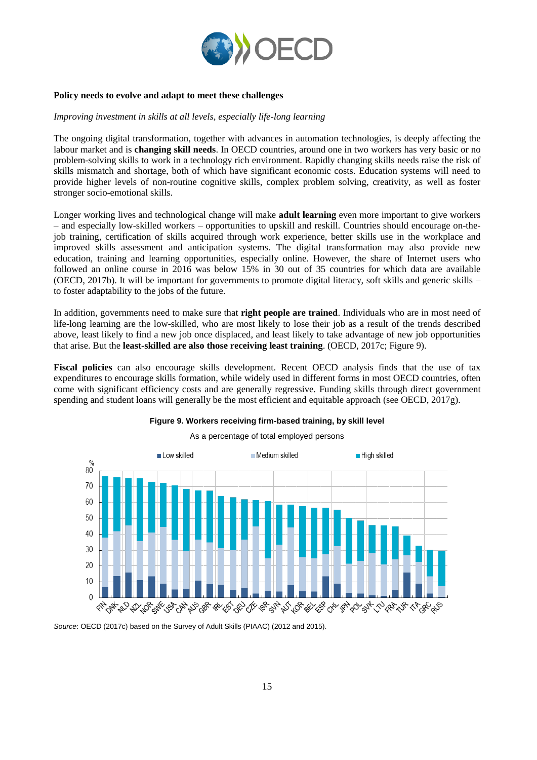**Policy needs to evolve and adapt to meet these challenges**

*Improving investment in skills at all levels, especially life-long learning*

The ongoing digital transformation, together with advances in automation technologies, is deeply affecting the labour market and is **changing skill needs**. In OECD countries, around one in two workers has very basic or no problem-solving skills to work in a technology rich environment. Rapidly changing skills needs raise the risk of skills mismatch and shortage, both of which have significant economic costs. Education systems will need to provide higher levels of non-routine cognitive skills, complex problem solving, creativity, as well as foster stronger socio-emotional skills.

Longer working lives and technological change will make **adult learning** even more important to give workers – and especially low-skilled workers – opportunities to upskill and reskill. Countries should encourage on-the-job training, certification of skills acquired through work experience, better skills use in the workplace and improved skills assessment and anticipation systems. The digital transformation may also provide new education, training and learning opportunities, especially online. However, the share of Internet users who followed an online course in 2016 was below 15% in 30 out of 35 countries for which data are available (OECD, 2017b). It will be important for governments to promote digital literacy, soft skills and generic skills – to foster adaptability to the jobs of the future.

In addition, governments need to make sure that **right people are trained**. Individuals who are in most need of life-long learning are the low-skilled, who are most likely to lose their job as a result of the trends described above, least likely to find a new job once displaced, and least likely to take advantage of new job opportunities that arise. But the **least-skilled are also those receiving least training**. (OECD, 2017c; Figure 9).

**Fiscal policies** can also encourage skills development. Recent OECD analysis finds that the use of tax expenditures to encourage skills formation, while widely used in different forms in most OECD countries, often come with significant efficiency costs and are generally regressive. Funding skills through direct government spending and student loans will generally be the most efficient and equitable approach (see OECD, 2017g).

**Figure 9. Workers receiving firm-based training, by skill level**

As a percentage of total employed persons

*Source*: OECD (2017c) based on the Survey of Adult Skills (PIAAC) (2012 and 2015).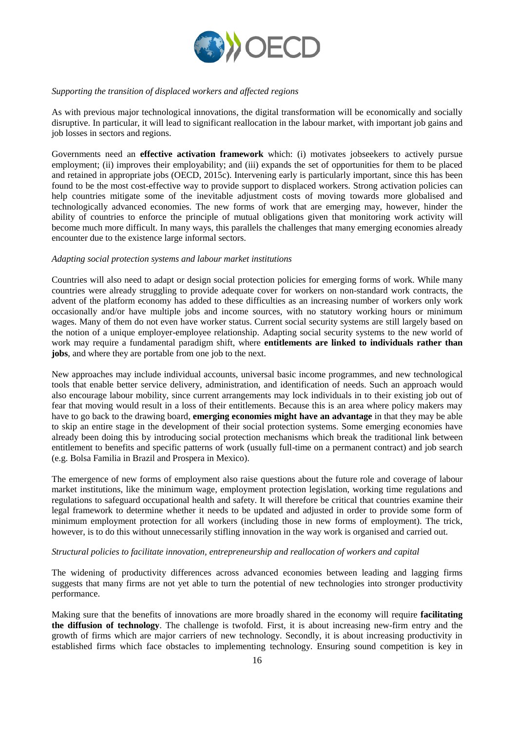*Supporting the transition of displaced workers and affected regions*

As with previous major technological innovations, the digital transformation will be economically and socially disruptive. In particular, it will lead to significant reallocation in the labour market, with important job gains and job losses in sectors and regions.

Governments need an **effective activation framework** which: (i) motivates jobseekers to actively pursue employment; (ii) improves their employability; and (iii) expands the set of opportunities for them to be placed and retained in appropriate jobs (OECD, 2015c). Intervening early is particularly important, since this has been found to be the most cost-effective way to provide support to displaced workers. Strong activation policies can help countries mitigate some of the inevitable adjustment costs of moving towards more globalised and technologically advanced economies. The new forms of work that are emerging may, however, hinder the ability of countries to enforce the principle of mutual obligations given that monitoring work activity will become much more difficult. In many ways, this parallels the challenges that many emerging economies already encounter due to the existence large informal sectors.

*Adapting social protection systems and labour market institutions*

Countries will also need to adapt or design social protection policies for emerging forms of work. While many countries were already struggling to provide adequate cover for workers on non-standard work contracts, the advent of the platform economy has added to these difficulties as an increasing number of workers only work occasionally and/or have multiple jobs and income sources, with no statutory working hours or minimum wages. Many of them do not even have worker status. Current social security systems are still largely based on the notion of a unique employer-employee relationship. Adapting social security systems to the new world of work may require a fundamental paradigm shift, where **entitlements are linked to individuals rather than jobs**, and where they are portable from one job to the next.

New approaches may include individual accounts, universal basic income programmes, and new technological tools that enable better service delivery, administration, and identification of needs. Such an approach would also encourage labour mobility, since current arrangements may lock individuals in to their existing job out of fear that moving would result in a loss of their entitlements. Because this is an area where policy makers may have to go back to the drawing board, **emerging economies might have an advantage** in that they may be able to skip an entire stage in the development of their social protection systems. Some emerging economies have already been doing this by introducing social protection mechanisms which break the traditional link between entitlement to benefits and specific patterns of work (usually full-time on a permanent contract) and job search (e.g. Bolsa Familia in Brazil and Prospera in Mexico).

The emergence of new forms of employment also raise questions about the future role and coverage of labour market institutions, like the minimum wage, employment protection legislation, working time regulations and regulations to safeguard occupational health and safety. It will therefore be critical that countries examine their legal framework to determine whether it needs to be updated and adjusted in order to provide some form of minimum employment protection for all workers (including those in new forms of employment). The trick, however, is to do this without unnecessarily stifling innovation in the way work is organised and carried out.

*Structural policies to facilitate innovation, entrepreneurship and reallocation of workers and capital*

The widening of productivity differences across advanced economies between leading and lagging firms suggests that many firms are not yet able to turn the potential of new technologies into stronger productivity performance.

Making sure that the benefits of innovations are more broadly shared in the economy will require **facilitating the diffusion of technology**. The challenge is twofold. First, it is about increasing new-firm entry and the growth of firms which are major carriers of new technology. Secondly, it is about increasing productivity in established firms which face obstacles to implementing technology. Ensuring sound competition is key in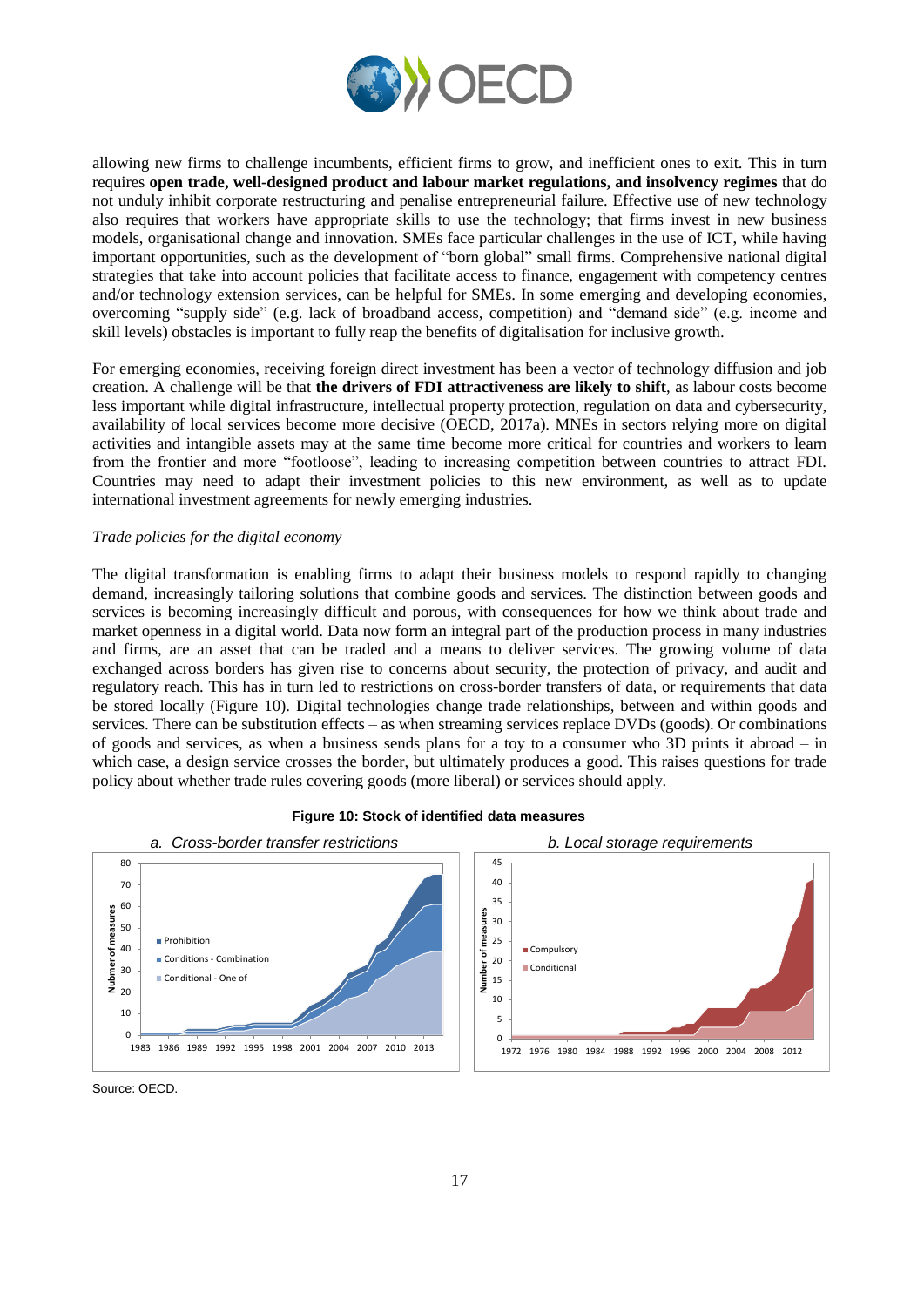allowing new firms to challenge incumbents, efficient firms to grow, and inefficient ones to exit. This in turn requires **open trade, well-designed product and labour market regulations, and insolvency regimes** that do not unduly inhibit corporate restructuring and penalise entrepreneurial failure. Effective use of new technology also requires that workers have appropriate skills to use the technology; that firms invest in new business models, organisational change and innovation. SMEs face particular challenges in the use of ICT, while having important opportunities, such as the development of "born global" small firms. Comprehensive national digital strategies that take into account policies that facilitate access to finance, engagement with competency centres and/or technology extension services, can be helpful for SMEs. In some emerging and developing economies, overcoming "supply side" (e.g. lack of broadband access, competition) and "demand side" (e.g. income and skill levels) obstacles is important to fully reap the benefits of digitalisation for inclusive growth.

For emerging economies, receiving foreign direct investment has been a vector of technology diffusion and job creation. A challenge will be that **the drivers of FDI attractiveness are likely to shift**, as labour costs become less important while digital infrastructure, intellectual property protection, regulation on data and cybersecurity, availability of local services become more decisive (OECD, 2017a). MNEs in sectors relying more on digital activities and intangible assets may at the same time become more critical for countries and workers to learn from the frontier and more "footloose", leading to increasing competition between countries to attract FDI. Countries may need to adapt their investment policies to this new environment, as well as to update international investment agreements for newly emerging industries.

*Trade policies for the digital economy*

The digital transformation is enabling firms to adapt their business models to respond rapidly to changing demand, increasingly tailoring solutions that combine goods and services. The distinction between goods and services is becoming increasingly difficult and porous, with consequences for how we think about trade and market openness in a digital world. Data now form an integral part of the production process in many industries and firms, are an asset that can be traded and a means to deliver services. The growing volume of data exchanged across borders has given rise to concerns about security, the protection of privacy, and audit and regulatory reach. This has in turn led to restrictions on cross-border transfers of data, or requirements that data be stored locally (Figure 10). Digital technologies change trade relationships, between and within goods and services. There can be substitution effects – as when streaming services replace DVDs (goods). Or combinations of goods and services, as when a business sends plans for a toy to a consumer who 3D prints it abroad – in which case, a design service crosses the border, but ultimately produces a good. This raises questions for trade policy about whether trade rules covering goods (more liberal) or services should apply.

**Figure 10: Stock of identified data measures**

*a. Cross-border transfer restrictions*

*b. Local storage requirements*

Source: OECD.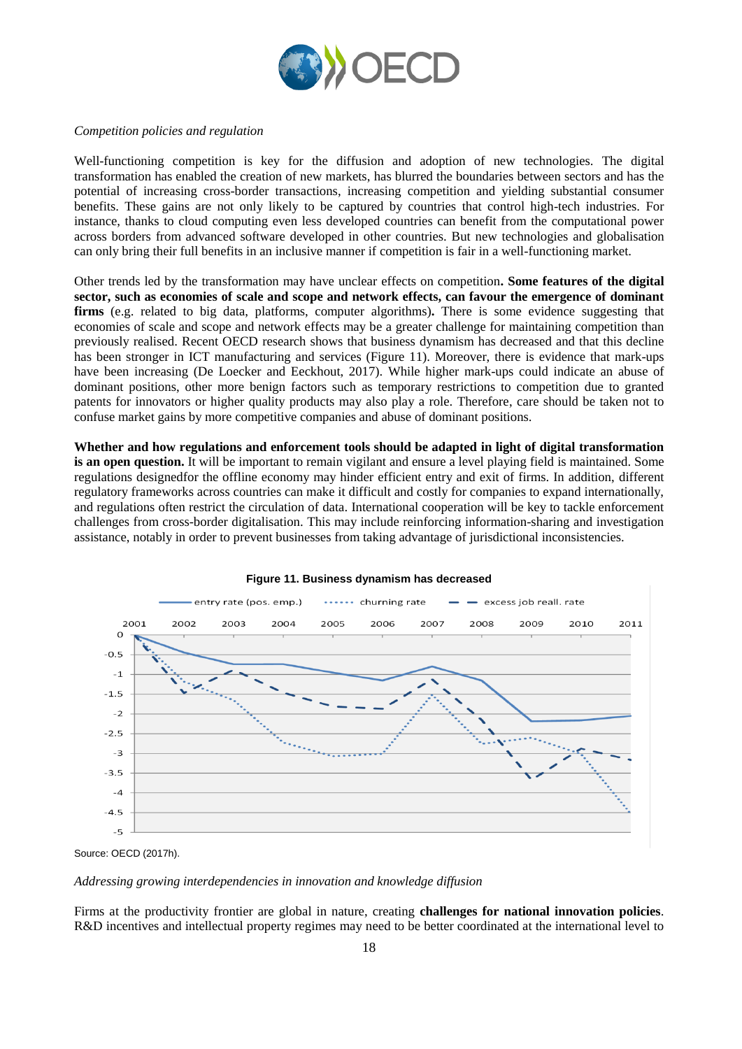*Competition policies and regulation*

Well-functioning competition is key for the diffusion and adoption of new technologies. The digital transformation has enabled the creation of new markets, has blurred the boundaries between sectors and has the potential of increasing cross-border transactions, increasing competition and yielding substantial consumer benefits. These gains are not only likely to be captured by countries that control high-tech industries. For instance, thanks to cloud computing even less developed countries can benefit from the computational power across borders from advanced software developed in other countries. But new technologies and globalisation can only bring their full benefits in an inclusive manner if competition is fair in a well-functioning market.

Other trends led by the transformation may have unclear effects on competition**. Some features of the digital sector, such as economies of scale and scope and network effects, can favour the emergence of dominant firms** (e.g. related to big data, platforms, computer algorithms)**.** There is some evidence suggesting that economies of scale and scope and network effects may be a greater challenge for maintaining competition than previously realised. Recent OECD research shows that business dynamism has decreased and that this decline has been stronger in ICT manufacturing and services (Figure 11). Moreover, there is evidence that mark-ups have been increasing (De Loecker and Eeckhout, 2017). While higher mark-ups could indicate an abuse of dominant positions, other more benign factors such as temporary restrictions to competition due to granted patents for innovators or higher quality products may also play a role. Therefore, care should be taken not to confuse market gains by more competitive companies and abuse of dominant positions.

**Whether and how regulations and enforcement tools should be adapted in light of digital transformation is an open question.** It will be important to remain vigilant and ensure a level playing field is maintained. Some regulations designedfor the offline economy may hinder efficient entry and exit of firms. In addition, different regulatory frameworks across countries can make it difficult and costly for companies to expand internationally, and regulations often restrict the circulation of data. International cooperation will be key to tackle enforcement challenges from cross-border digitalisation. This may include reinforcing information-sharing and investigation assistance, notably in order to prevent businesses from taking advantage of jurisdictional inconsistencies.

**Figure 11. Business dynamism has decreased**

Source: OECD (2017h).

*Addressing growing interdependencies in innovation and knowledge diffusion*

Firms at the productivity frontier are global in nature, creating **challenges for national innovation policies**. R&D incentives and intellectual property regimes may need to be better coordinated at the international level to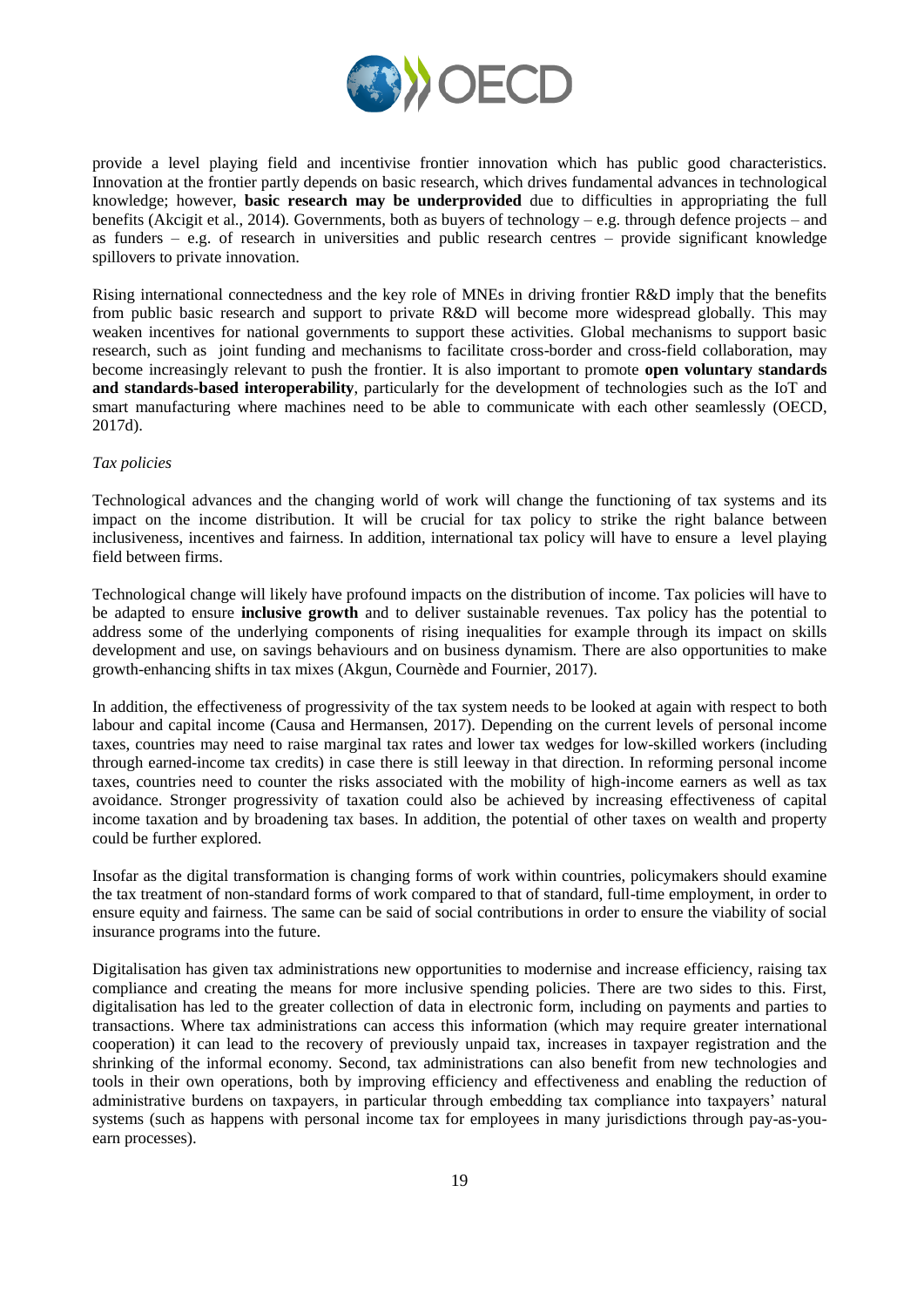provide a level playing field and incentivise frontier innovation which has public good characteristics. Innovation at the frontier partly depends on basic research, which drives fundamental advances in technological knowledge; however, **basic research may be underprovided** due to difficulties in appropriating the full benefits (Akcigit et al., 2014). Governments, both as buyers of technology – e.g. through defence projects – and as funders – e.g. of research in universities and public research centres – provide significant knowledge spillovers to private innovation.

Rising international connectedness and the key role of MNEs in driving frontier R&D imply that the benefits from public basic research and support to private R&D will become more widespread globally. This may weaken incentives for national governments to support these activities. Global mechanisms to support basic research, such as joint funding and mechanisms to facilitate cross-border and cross-field collaboration, may become increasingly relevant to push the frontier. It is also important to promote **open voluntary standards and standards-based interoperability**, particularly for the development of technologies such as the IoT and smart manufacturing where machines need to be able to communicate with each other seamlessly (OECD, 2017d).

*Tax policies*

Technological advances and the changing world of work will change the functioning of tax systems and its impact on the income distribution. It will be crucial for tax policy to strike the right balance between inclusiveness, incentives and fairness. In addition, international tax policy will have to ensure a level playing field between firms.

Technological change will likely have profound impacts on the distribution of income. Tax policies will have to be adapted to ensure **inclusive growth** and to deliver sustainable revenues. Tax policy has the potential to address some of the underlying components of rising inequalities for example through its impact on skills development and use, on savings behaviours and on business dynamism. There are also opportunities to make growth-enhancing shifts in tax mixes (Akgun, Cournède and Fournier, 2017).

In addition, the effectiveness of progressivity of the tax system needs to be looked at again with respect to both labour and capital income (Causa and Hermansen, 2017). Depending on the current levels of personal income taxes, countries may need to raise marginal tax rates and lower tax wedges for low-skilled workers (including through earned-income tax credits) in case there is still leeway in that direction. In reforming personal income taxes, countries need to counter the risks associated with the mobility of high-income earners as well as tax avoidance. Stronger progressivity of taxation could also be achieved by increasing effectiveness of capital income taxation and by broadening tax bases. In addition, the potential of other taxes on wealth and property could be further explored.

Insofar as the digital transformation is changing forms of work within countries, policymakers should examine the tax treatment of non-standard forms of work compared to that of standard, full-time employment, in order to ensure equity and fairness. The same can be said of social contributions in order to ensure the viability of social insurance programs into the future.

Digitalisation has given tax administrations new opportunities to modernise and increase efficiency, raising tax compliance and creating the means for more inclusive spending policies. There are two sides to this. First, digitalisation has led to the greater collection of data in electronic form, including on payments and parties to transactions. Where tax administrations can access this information (which may require greater international cooperation) it can lead to the recovery of previously unpaid tax, increases in taxpayer registration and the shrinking of the informal economy. Second, tax administrations can also benefit from new technologies and tools in their own operations, both by improving efficiency and effectiveness and enabling the reduction of administrative burdens on taxpayers, in particular through embedding tax compliance into taxpayers' natural systems (such as happens with personal income tax for employees in many jurisdictions through pay-as-you-earn processes).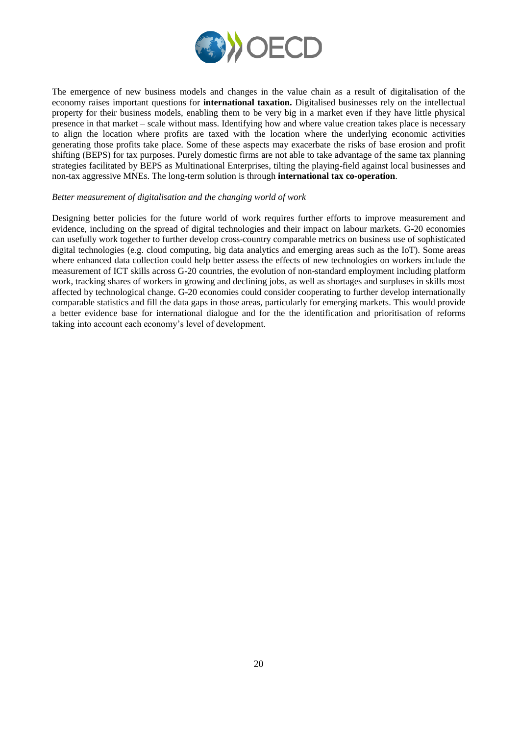The emergence of new business models and changes in the value chain as a result of digitalisation of the economy raises important questions for **international taxation.** Digitalised businesses rely on the intellectual property for their business models, enabling them to be very big in a market even if they have little physical presence in that market – scale without mass. Identifying how and where value creation takes place is necessary to align the location where profits are taxed with the location where the underlying economic activities generating those profits take place. Some of these aspects may exacerbate the risks of base erosion and profit shifting (BEPS) for tax purposes. Purely domestic firms are not able to take advantage of the same tax planning strategies facilitated by BEPS as Multinational Enterprises, tilting the playing-field against local businesses and non-tax aggressive MNEs. The long-term solution is through **international tax co-operation**.

*Better measurement of digitalisation and the changing world of work*

Designing better policies for the future world of work requires further efforts to improve measurement and evidence, including on the spread of digital technologies and their impact on labour markets. G-20 economies can usefully work together to further develop cross-country comparable metrics on business use of sophisticated digital technologies (e.g. cloud computing, big data analytics and emerging areas such as the IoT). Some areas where enhanced data collection could help better assess the effects of new technologies on workers include the measurement of ICT skills across G-20 countries, the evolution of non-standard employment including platform work, tracking shares of workers in growing and declining jobs, as well as shortages and surpluses in skills most affected by technological change. G-20 economies could consider cooperating to further develop internationally comparable statistics and fill the data gaps in those areas, particularly for emerging markets. This would provide a better evidence base for international dialogue and for the the identification and prioritisation of reforms taking into account each economy's level of development.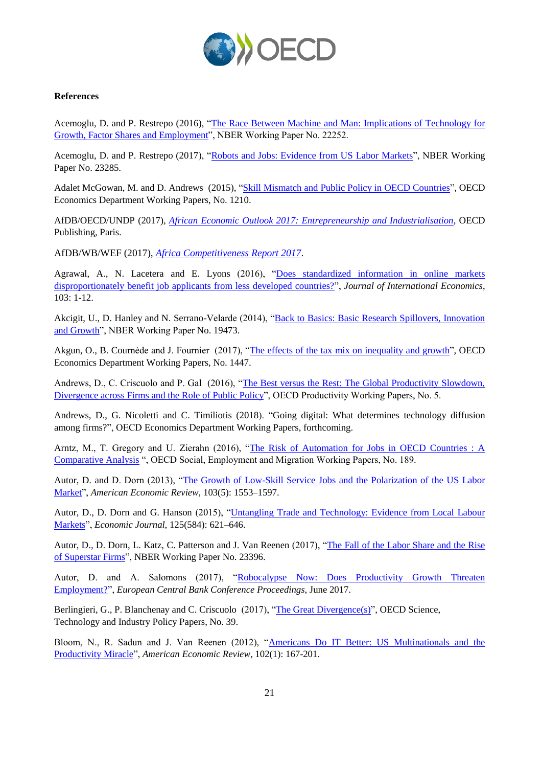**References**

Acemoglu, D. and P. Restrepo (2016), "The Race Between Machine and Man: Implications of Technology for Growth, Factor Shares and Employment", NBER Working Paper No. 22252.

Acemoglu, D. and P. Restrepo (2017), "Robots and Jobs: Evidence from US Labor Markets", NBER Working Paper No. 23285.

Adalet McGowan, M. and D. Andrews (2015), "Skill Mismatch and Public Policy in OECD Countries", OECD Economics Department Working Papers, No. 1210.

AfDB/OECD/UNDP (2017), *African Economic Outlook 2017: Entrepreneurship and Industrialisation*, OECD Publishing, Paris.

AfDB/WB/WEF (2017), *Africa Competitiveness Report 2017*.

Agrawal, A., N. Lacetera and E. Lyons (2016), "Does standardized information in online markets disproportionately benefit job applicants from less developed countries?", *Journal of International Economics*, 103: 1-12.

Akcigit, U., D. Hanley and N. Serrano-Velarde (2014), "Back to Basics: Basic Research Spillovers, Innovation and Growth", NBER Working Paper No. 19473.

Akgun, O., B. Cournède and J. Fournier (2017), "The effects of the tax mix on inequality and growth", OECD Economics Department Working Papers, No. 1447.

Andrews, D., C. Criscuolo and P. Gal (2016), "The Best versus the Rest: The Global Productivity Slowdown, Divergence across Firms and the Role of Public Policy", OECD Productivity Working Papers, No. 5.

Andrews, D., G. Nicoletti and C. Timiliotis (2018). "Going digital: What determines technology diffusion among firms?", OECD Economics Department Working Papers, forthcoming.

Arntz, M., T. Gregory and U. Zierahn (2016), "The Risk of Automation for Jobs in OECD Countries : A Comparative Analysis ", OECD Social, Employment and Migration Working Papers, No. 189.

Autor, D. and D. Dorn (2013), "The Growth of Low-Skill Service Jobs and the Polarization of the US Labor Market", *American Economic Review*, 103(5): 1553–1597.

Autor, D., D. Dorn and G. Hanson (2015), "Untangling Trade and Technology: Evidence from Local Labour Markets", *Economic Journal*, 125(584): 621–646.

Autor, D., D. Dorn, L. Katz, C. Patterson and J. Van Reenen (2017), "The Fall of the Labor Share and the Rise of Superstar Firms", NBER Working Paper No. 23396.

Autor, D. and A. Salomons (2017), "Robocalypse Now: Does Productivity Growth Threaten Employment?", *European Central Bank Conference Proceedings*, June 2017.

Berlingieri, G., P. Blanchenay and C. Criscuolo (2017), "The Great Divergence(s)", OECD Science, Technology and Industry Policy Papers, No. 39.

Bloom, N., R. Sadun and J. Van Reenen (2012), "Americans Do IT Better: US Multinationals and the Productivity Miracle", *American Economic Review*, 102(1): 167-201.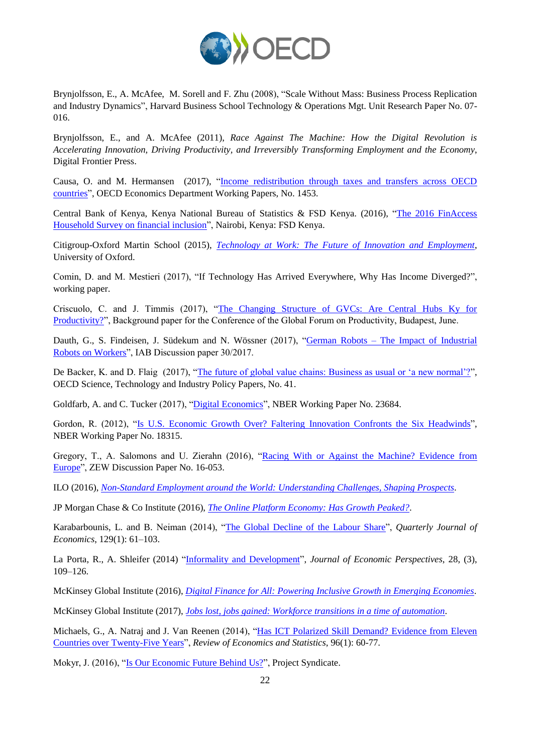Brynjolfsson, E., A. McAfee, M. Sorell and F. Zhu (2008), "Scale Without Mass: Business Process Replication and Industry Dynamics", Harvard Business School Technology & Operations Mgt. Unit Research Paper No. 07-016.

Brynjolfsson, E., and A. McAfee (2011), *Race Against The Machine: How the Digital Revolution is Accelerating Innovation, Driving Productivity, and Irreversibly Transforming Employment and the Economy*, Digital Frontier Press.

Causa, O. and M. Hermansen (2017), "Income redistribution through taxes and transfers across OECD countries", OECD Economics Department Working Papers, No. 1453.

Central Bank of Kenya, Kenya National Bureau of Statistics & FSD Kenya. (2016), "The 2016 FinAccess Household Survey on financial inclusion", Nairobi, Kenya: FSD Kenya.

Citigroup-Oxford Martin School (2015), *Technology at Work: The Future of Innovation and Employment*, University of Oxford.

Comin, D. and M. Mestieri (2017), "If Technology Has Arrived Everywhere, Why Has Income Diverged?", working paper.

Criscuolo, C. and J. Timmis (2017), "The Changing Structure of GVCs: Are Central Hubs Ky for Productivity?", Background paper for the Conference of the Global Forum on Productivity, Budapest, June.

Dauth, G., S. Findeisen, J. Südekum and N. Wössner (2017), "German Robots – The Impact of Industrial Robots on Workers", IAB Discussion paper 30/2017.

De Backer, K. and D. Flaig (2017), "The future of global value chains: Business as usual or 'a new normal'?", OECD Science, Technology and Industry Policy Papers, No. 41.

Goldfarb, A. and C. Tucker (2017), "Digital Economics", NBER Working Paper No. 23684.

Gordon, R. (2012), "Is U.S. Economic Growth Over? Faltering Innovation Confronts the Six Headwinds", NBER Working Paper No. 18315.

Gregory, T., A. Salomons and U. Zierahn (2016), "Racing With or Against the Machine? Evidence from Europe", ZEW Discussion Paper No. 16-053.

ILO (2016), *Non-Standard Employment around the World: Understanding Challenges, Shaping Prospects*.

JP Morgan Chase & Co Institute (2016), *The Online Platform Economy: Has Growth Peaked?*.

Karabarbounis, L. and B. Neiman (2014), "The Global Decline of the Labour Share", *Quarterly Journal of Economics*, 129(1): 61–103.

La Porta, R., A. Shleifer (2014) "Informality and Development", *Journal of Economic Perspectives*, 28, (3), 109–126.

McKinsey Global Institute (2016), *Digital Finance for All: Powering Inclusive Growth in Emerging Economies*.

McKinsey Global Institute (2017), *Jobs lost, jobs gained: Workforce transitions in a time of automation*.

Michaels, G., A. Natraj and J. Van Reenen (2014), "Has ICT Polarized Skill Demand? Evidence from Eleven Countries over Twenty-Five Years", *Review of Economics and Statistics*, 96(1): 60-77.

Mokyr, J. (2016), "Is Our Economic Future Behind Us?", Project Syndicate.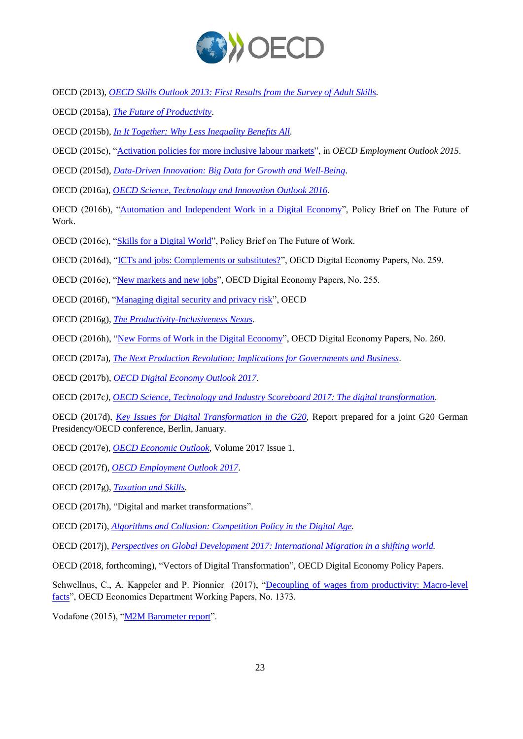OECD (2013), *OECD Skills Outlook 2013: First Results from the Survey of Adult Skills*.

OECD (2015a), *The Future of Productivity*.

OECD (2015b), *In It Together: Why Less Inequality Benefits All*.

OECD (2015c), "Activation policies for more inclusive labour markets", in *OECD Employment Outlook 2015*.

OECD (2015d), *Data-Driven Innovation: Big Data for Growth and Well-Being*.

OECD (2016a), *OECD Science, Technology and Innovation Outlook 2016*.

OECD (2016b), "Automation and Independent Work in a Digital Economy", Policy Brief on The Future of Work.

OECD (2016c), "Skills for a Digital World", Policy Brief on The Future of Work.

OECD (2016d), "ICTs and jobs: Complements or substitutes?", OECD Digital Economy Papers, No. 259.

OECD (2016e), "New markets and new jobs", OECD Digital Economy Papers, No. 255.

OECD (2016f), "Managing digital security and privacy risk", OECD

OECD (2016g), *The Productivity-Inclusiveness Nexus*.

OECD (2016h), "New Forms of Work in the Digital Economy", OECD Digital Economy Papers, No. 260.

OECD (2017a), *The Next Production Revolution: Implications for Governments and Business*.

OECD (2017b), *OECD Digital Economy Outlook 2017*.

OECD (2017c), *OECD Science, Technology and Industry Scoreboard 2017: The digital transformation*.

OECD (2017d), *Key Issues for Digital Transformation in the G20*, Report prepared for a joint G20 German Presidency/OECD conference, Berlin, January.

OECD (2017e), *OECD Economic Outlook*, Volume 2017 Issue 1.

OECD (2017f), *OECD Employment Outlook 2017*.

OECD (2017g), *Taxation and Skills*.

OECD (2017h), "Digital and market transformations".

OECD (2017i), *Algorithms and Collusion: Competition Policy in the Digital Age*.

OECD (2017j), *Perspectives on Global Development 2017: International Migration in a shifting world*.

OECD (2018, forthcoming), "Vectors of Digital Transformation", OECD Digital Economy Policy Papers.

Schwellnus, C., A. Kappeler and P. Pionnier (2017), "Decoupling of wages from productivity: Macro-level facts", OECD Economics Department Working Papers, No. 1373.

Vodafone (2015), "M2M Barometer report".